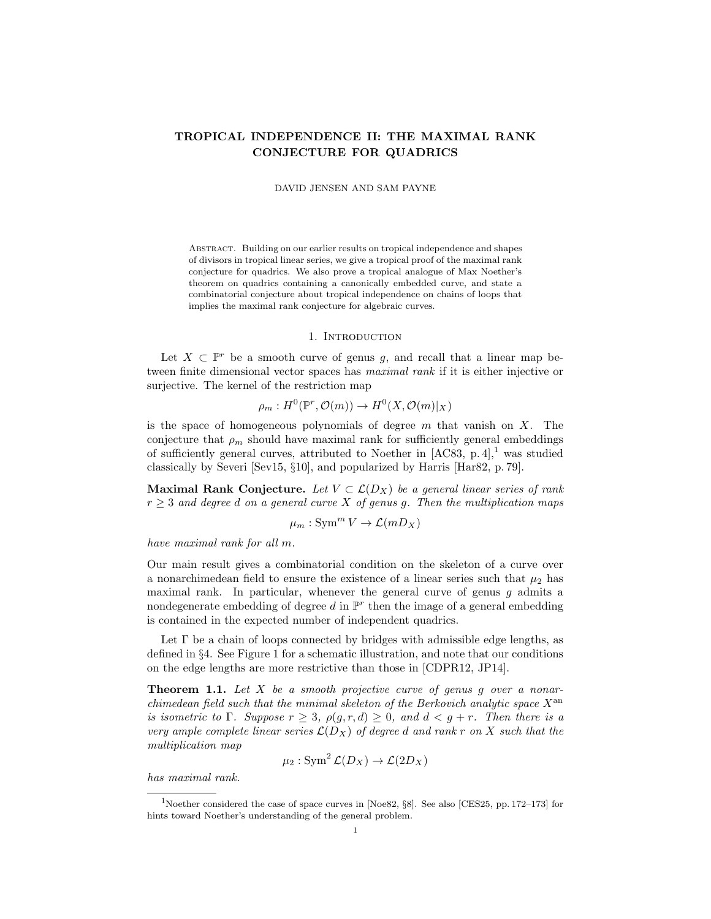# TROPICAL INDEPENDENCE II: THE MAXIMAL RANK CONJECTURE FOR QUADRICS

DAVID JENSEN AND SAM PAYNE

Abstract. Building on our earlier results on tropical independence and shapes of divisors in tropical linear series, we give a tropical proof of the maximal rank conjecture for quadrics. We also prove a tropical analogue of Max Noether's theorem on quadrics containing a canonically embedded curve, and state a combinatorial conjecture about tropical independence on chains of loops that implies the maximal rank conjecture for algebraic curves.

## 1. Introduction

Let $X \subset \mathbb{P}^r$ be a smooth curve of genus $g$, and recall that a linear map between finite dimensional vector spaces has *maximal rank* if it is either injective or surjective. The kernel of the restriction map

$$\rho_m : H^0(\mathbb{P}^r, \mathcal{O}(m)) \to H^0(X, \mathcal{O}(m)|_X)$$

is the space of homogeneous polynomials of degree $m$ that vanish on $X$. The conjecture that $\rho_m$ should have maximal rank for sufficiently general embeddings of sufficiently general curves, attributed to Noether in [AC83, p. 4],[1] was studied classically by Severi [Sev15, §10], and popularized by Harris [Har82, p. 79].

**Maximal Rank Conjecture.** *Let $V \subset \mathcal{L}(D_X)$ be a general linear series of rank $r \geq 3$ and degree $d$ on a general curve $X$ of genus $g$. Then the multiplication maps*

$$\mu_m : \operatorname{Sym}^m V \to \mathcal{L}(mD_X)$$

*have maximal rank for all $m$.*

Our main result gives a combinatorial condition on the skeleton of a curve over a nonarchimedean field to ensure the existence of a linear series such that $\mu_2$ has maximal rank. In particular, whenever the general curve of genus $g$ admits a nondegenerate embedding of degree $d$ in $\mathbb{P}^r$ then the image of a general embedding is contained in the expected number of independent quadrics.

Let $\Gamma$ be a chain of loops connected by bridges with admissible edge lengths, as defined in §4. See Figure 1 for a schematic illustration, and note that our conditions on the edge lengths are more restrictive than those in [CDPR12, JP14].

**Theorem 1.1.** *Let $X$ be a smooth projective curve of genus $g$ over a nonarchimedean field such that the minimal skeleton of the Berkovich analytic space $X^{\mathrm{an}}$ is isometric to $\Gamma$. Suppose $r \geq 3$, $\rho(g, r, d) \geq 0$, and $d < g + r$. Then there is a very ample complete linear series $\mathcal{L}(D_X)$ of degree $d$ and rank $r$ on $X$ such that the multiplication map*

$$\mu_2 : \operatorname{Sym}^2 \mathcal{L}(D_X) \to \mathcal{L}(2D_X)$$

*has maximal rank.*

[1] Noether considered the case of space curves in [Noe82, §8]. See also [CES25, pp. 172–173] for hints toward Noether's understanding of the general problem.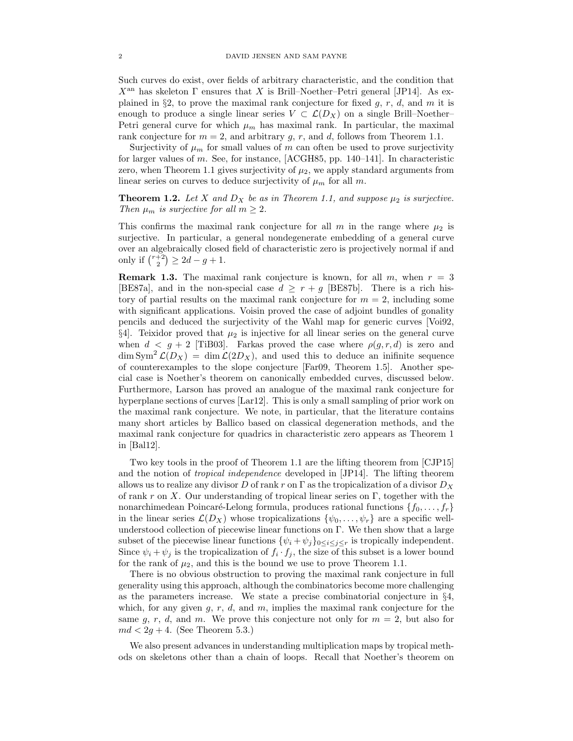Such curves do exist, over fields of arbitrary characteristic, and the condition that $X^{\mathrm{an}}$ has skeleton $\Gamma$ ensures that $X$ is Brill–Noether–Petri general [JP14]. As explained in §2, to prove the maximal rank conjecture for fixed $g$, $r$, $d$, and $m$ it is enough to produce a single linear series $V \subset \mathcal{L}(D_X)$ on a single Brill–Noether–Petri general curve for which $\mu_m$ has maximal rank. In particular, the maximal rank conjecture for $m = 2$, and arbitrary $g$, $r$, and $d$, follows from Theorem 1.1.

Surjectivity of $\mu_m$ for small values of $m$ can often be used to prove surjectivity for larger values of $m$. See, for instance, [ACGH85, pp. 140–141]. In characteristic zero, when Theorem 1.1 gives surjectivity of $\mu_2$, we apply standard arguments from linear series on curves to deduce surjectivity of $\mu_m$ for all $m$.

**Theorem 1.2.** *Let $X$ and $D_X$ be as in Theorem 1.1, and suppose $\mu_2$ is surjective. Then $\mu_m$ is surjective for all $m \geq 2$.*

This confirms the maximal rank conjecture for all $m$ in the range where $\mu_2$ is surjective. In particular, a general nondegenerate embedding of a general curve over an algebraically closed field of characteristic zero is projectively normal if and only if $\binom{r+2}{2} \geq 2d - g + 1$.

**Remark 1.3.** The maximal rank conjecture is known, for all $m$, when $r = 3$ [BE87a], and in the non-special case $d \geq r + g$ [BE87b]. There is a rich history of partial results on the maximal rank conjecture for $m = 2$, including some with significant applications. Voisin proved the case of adjoint bundles of gonality pencils and deduced the surjectivity of the Wahl map for generic curves [Voi92, §4]. Teixidor proved that $\mu_2$ is injective for all linear series on the general curve when $d < g + 2$ [TiB03]. Farkas proved the case where $\rho(g, r, d)$ is zero and $\dim \mathrm{Sym}^2 \mathcal{L}(D_X) = \dim \mathcal{L}(2D_X)$, and used this to deduce an inifinite sequence of counterexamples to the slope conjecture [Far09, Theorem 1.5]. Another special case is Noether's theorem on canonically embedded curves, discussed below. Furthermore, Larson has proved an analogue of the maximal rank conjecture for hyperplane sections of curves [Lar12]. This is only a small sampling of prior work on the maximal rank conjecture. We note, in particular, that the literature contains many short articles by Ballico based on classical degeneration methods, and the maximal rank conjecture for quadrics in characteristic zero appears as Theorem 1 in [Bal12].

Two key tools in the proof of Theorem 1.1 are the lifting theorem from [CJP15] and the notion of *tropical independence* developed in [JP14]. The lifting theorem allows us to realize any divisor $D$ of rank $r$ on $\Gamma$ as the tropicalization of a divisor $D_X$ of rank $r$ on $X$. Our understanding of tropical linear series on $\Gamma$, together with the nonarchimedean Poincaré-Lelong formula, produces rational functions $\{f_0, \ldots, f_r\}$ in the linear series $\mathcal{L}(D_X)$ whose tropicalizations $\{\psi_0, \ldots, \psi_r\}$ are a specific well-understood collection of piecewise linear functions on $\Gamma$. We then show that a large subset of the piecewise linear functions $\{\psi_i + \psi_j\}_{0 \leq i \leq j \leq r}$ is tropically independent. Since $\psi_i + \psi_j$ is the tropicalization of $f_i \cdot f_j$, the size of this subset is a lower bound for the rank of $\mu_2$, and this is the bound we use to prove Theorem 1.1.

There is no obvious obstruction to proving the maximal rank conjecture in full generality using this approach, although the combinatorics become more challenging as the parameters increase. We state a precise combinatorial conjecture in §4, which, for any given $g$, $r$, $d$, and $m$, implies the maximal rank conjecture for the same $g$, $r$, $d$, and $m$. We prove this conjecture not only for $m = 2$, but also for $md < 2g + 4$. (See Theorem 5.3.)

We also present advances in understanding multiplication maps by tropical methods on skeletons other than a chain of loops. Recall that Noether's theorem on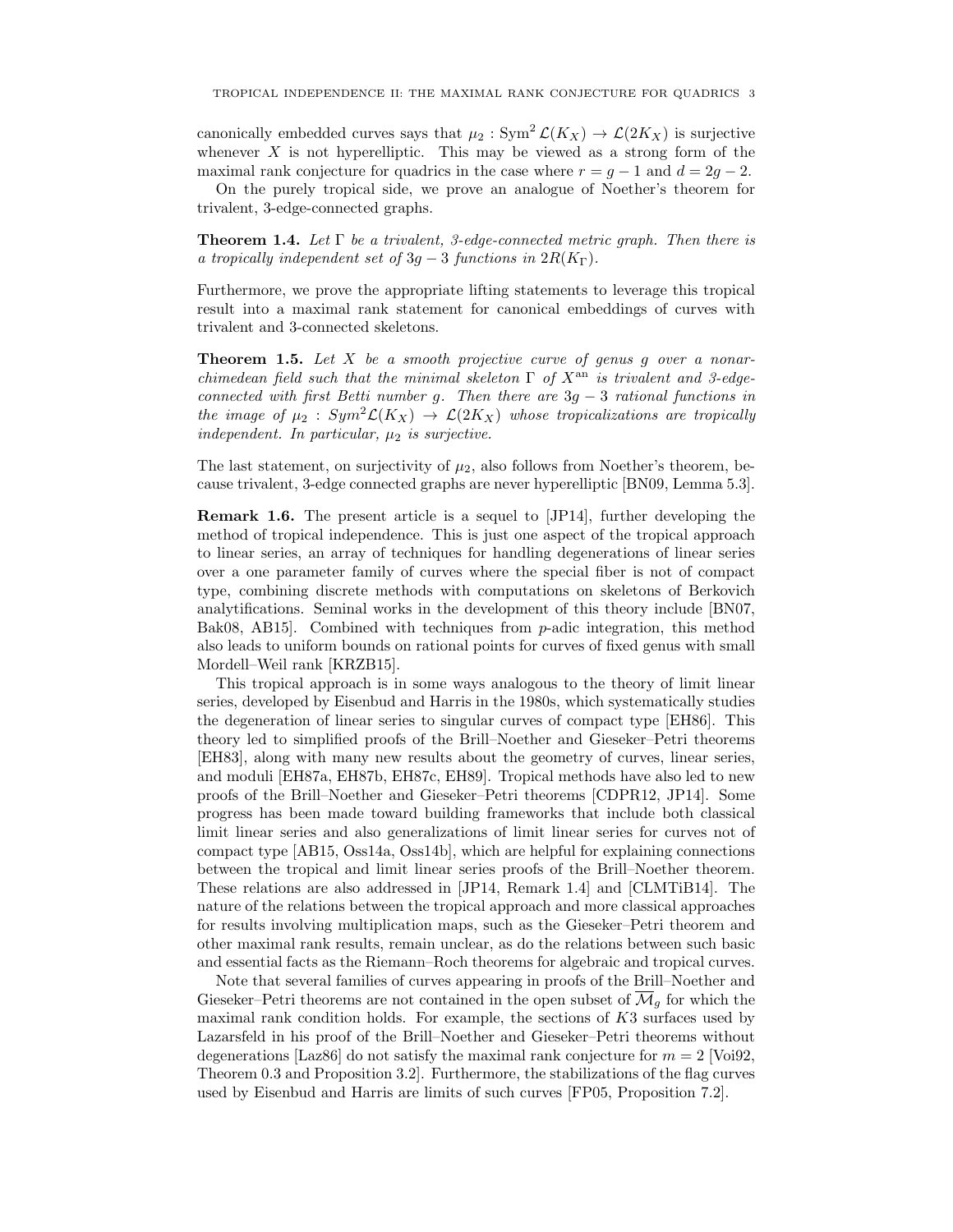canonically embedded curves says that $\mu_2 : \mathrm{Sym}^2 \mathcal{L}(K_X) \to \mathcal{L}(2K_X)$ is surjective whenever $X$ is not hyperelliptic. This may be viewed as a strong form of the maximal rank conjecture for quadrics in the case where $r = g - 1$ and $d = 2g - 2$.

On the purely tropical side, we prove an analogue of Noether's theorem for trivalent, 3-edge-connected graphs.

**Theorem 1.4.** *Let $\Gamma$ be a trivalent, 3-edge-connected metric graph. Then there is a tropically independent set of $3g - 3$ functions in $2R(K_\Gamma)$.*

Furthermore, we prove the appropriate lifting statements to leverage this tropical result into a maximal rank statement for canonical embeddings of curves with trivalent and 3-connected skeletons.

**Theorem 1.5.** *Let $X$ be a smooth projective curve of genus $g$ over a nonarchimedean field such that the minimal skeleton $\Gamma$ of $X^{\mathrm{an}}$ is trivalent and 3-edge-connected with first Betti number $g$. Then there are $3g - 3$ rational functions in the image of $\mu_2 : Sym^2\mathcal{L}(K_X) \to \mathcal{L}(2K_X)$ whose tropicalizations are tropically independent. In particular, $\mu_2$ is surjective.*

The last statement, on surjectivity of $\mu_2$, also follows from Noether's theorem, because trivalent, 3-edge connected graphs are never hyperelliptic [BN09, Lemma 5.3].

**Remark 1.6.** The present article is a sequel to [JP14], further developing the method of tropical independence. This is just one aspect of the tropical approach to linear series, an array of techniques for handling degenerations of linear series over a one parameter family of curves where the special fiber is not of compact type, combining discrete methods with computations on skeletons of Berkovich analytifications. Seminal works in the development of this theory include [BN07, Bak08, AB15]. Combined with techniques from $p$-adic integration, this method also leads to uniform bounds on rational points for curves of fixed genus with small Mordell–Weil rank [KRZB15].

This tropical approach is in some ways analogous to the theory of limit linear series, developed by Eisenbud and Harris in the 1980s, which systematically studies the degeneration of linear series to singular curves of compact type [EH86]. This theory led to simplified proofs of the Brill–Noether and Gieseker–Petri theorems [EH83], along with many new results about the geometry of curves, linear series, and moduli [EH87a, EH87b, EH87c, EH89]. Tropical methods have also led to new proofs of the Brill–Noether and Gieseker–Petri theorems [CDPR12, JP14]. Some progress has been made toward building frameworks that include both classical limit linear series and also generalizations of limit linear series for curves not of compact type [AB15, Oss14a, Oss14b], which are helpful for explaining connections between the tropical and limit linear series proofs of the Brill–Noether theorem. These relations are also addressed in [JP14, Remark 1.4] and [CLMTiB14]. The nature of the relations between the tropical approach and more classical approaches for results involving multiplication maps, such as the Gieseker–Petri theorem and other maximal rank results, remain unclear, as do the relations between such basic and essential facts as the Riemann–Roch theorems for algebraic and tropical curves.

Note that several families of curves appearing in proofs of the Brill–Noether and Gieseker–Petri theorems are not contained in the open subset of $\overline{\mathcal{M}}_g$ for which the maximal rank condition holds. For example, the sections of $K3$ surfaces used by Lazarsfeld in his proof of the Brill–Noether and Gieseker–Petri theorems without degenerations [Laz86] do not satisfy the maximal rank conjecture for $m = 2$ [Voi92, Theorem 0.3 and Proposition 3.2]. Furthermore, the stabilizations of the flag curves used by Eisenbud and Harris are limits of such curves [FP05, Proposition 7.2].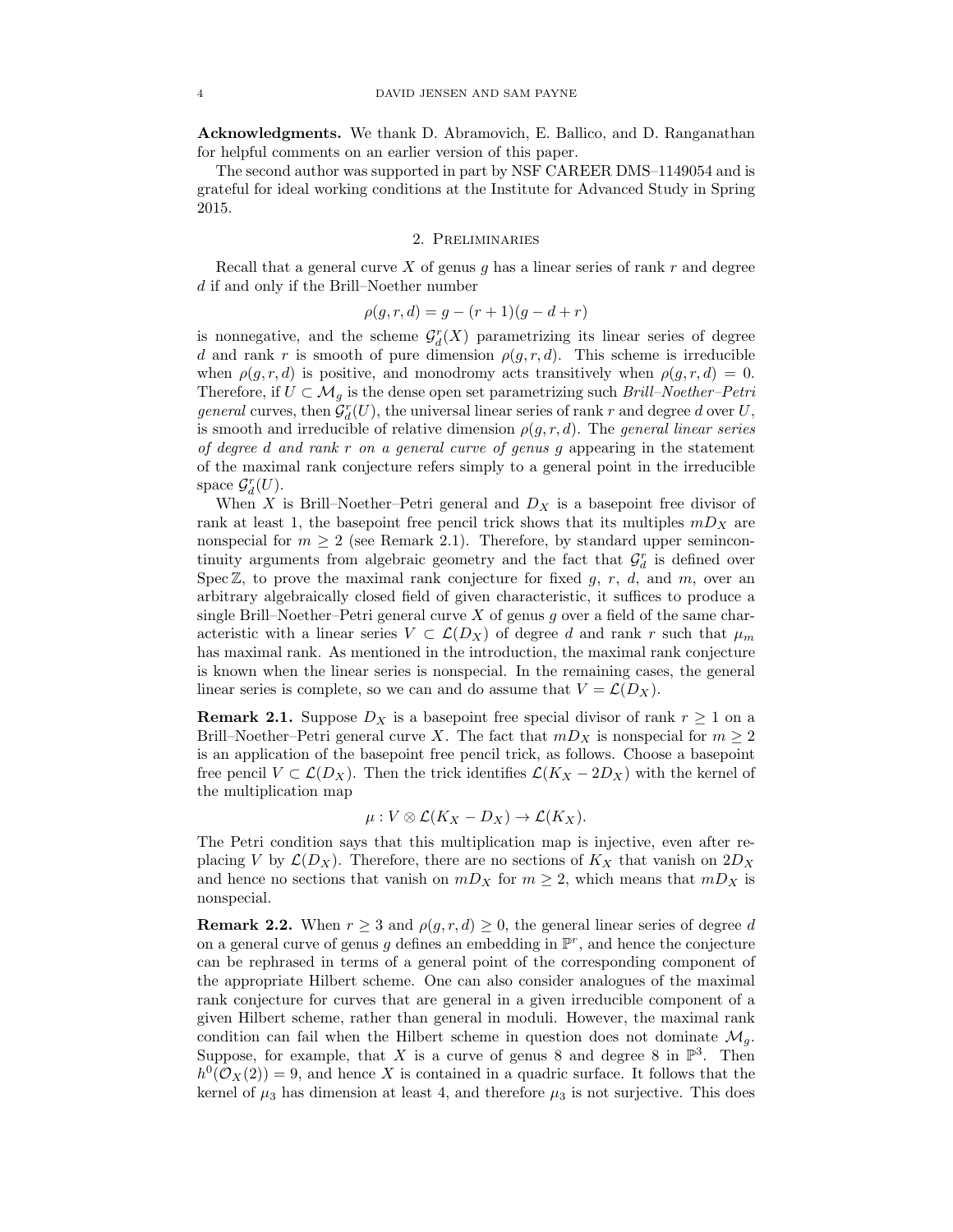**Acknowledgments.** We thank D. Abramovich, E. Ballico, and D. Ranganathan for helpful comments on an earlier version of this paper.

The second author was supported in part by NSF CAREER DMS–1149054 and is grateful for ideal working conditions at the Institute for Advanced Study in Spring 2015.

## 2. Preliminaries

Recall that a general curve $X$ of genus $g$ has a linear series of rank $r$ and degree $d$ if and only if the Brill–Noether number

$$\rho(g, r, d) = g - (r+1)(g - d + r)$$

is nonnegative, and the scheme $\mathcal{G}^r_d(X)$ parametrizing its linear series of degree $d$ and rank $r$ is smooth of pure dimension $\rho(g, r, d)$. This scheme is irreducible when $\rho(g, r, d)$ is positive, and monodromy acts transitively when $\rho(g, r, d) = 0$. Therefore, if $U \subset \mathcal{M}_g$ is the dense open set parametrizing such *Brill–Noether–Petri general* curves, then $\mathcal{G}^r_d(U)$, the universal linear series of rank $r$ and degree $d$ over $U$, is smooth and irreducible of relative dimension $\rho(g, r, d)$. The *general linear series of degree $d$ and rank $r$ on a general curve of genus $g$* appearing in the statement of the maximal rank conjecture refers simply to a general point in the irreducible space $\mathcal{G}^r_d(U)$.

When $X$ is Brill–Noether–Petri general and $D_X$ is a basepoint free divisor of rank at least 1, the basepoint free pencil trick shows that its multiples $mD_X$ are nonspecial for $m \geq 2$ (see Remark 2.1). Therefore, by standard upper semincontinuity arguments from algebraic geometry and the fact that $\mathcal{G}^r_d$ is defined over $\operatorname{Spec} \mathbb{Z}$, to prove the maximal rank conjecture for fixed $g$, $r$, $d$, and $m$, over an arbitrary algebraically closed field of given characteristic, it suffices to produce a single Brill–Noether–Petri general curve $X$ of genus $g$ over a field of the same characteristic with a linear series $V \subset \mathcal{L}(D_X)$ of degree $d$ and rank $r$ such that $\mu_m$ has maximal rank. As mentioned in the introduction, the maximal rank conjecture is known when the linear series is nonspecial. In the remaining cases, the general linear series is complete, so we can and do assume that $V = \mathcal{L}(D_X)$.

**Remark 2.1.** Suppose $D_X$ is a basepoint free special divisor of rank $r \geq 1$ on a Brill–Noether–Petri general curve $X$. The fact that $mD_X$ is nonspecial for $m \geq 2$ is an application of the basepoint free pencil trick, as follows. Choose a basepoint free pencil $V \subset \mathcal{L}(D_X)$. Then the trick identifies $\mathcal{L}(K_X - 2D_X)$ with the kernel of the multiplication map

$$\mu : V \otimes \mathcal{L}(K_X - D_X) \to \mathcal{L}(K_X).$$

The Petri condition says that this multiplication map is injective, even after replacing $V$ by $\mathcal{L}(D_X)$. Therefore, there are no sections of $K_X$ that vanish on $2D_X$ and hence no sections that vanish on $mD_X$ for $m \geq 2$, which means that $mD_X$ is nonspecial.

**Remark 2.2.** When $r \geq 3$ and $\rho(g, r, d) \geq 0$, the general linear series of degree $d$ on a general curve of genus $g$ defines an embedding in $\mathbb{P}^r$, and hence the conjecture can be rephrased in terms of a general point of the corresponding component of the appropriate Hilbert scheme. One can also consider analogues of the maximal rank conjecture for curves that are general in a given irreducible component of a given Hilbert scheme, rather than general in moduli. However, the maximal rank condition can fail when the Hilbert scheme in question does not dominate $\mathcal{M}_g$. Suppose, for example, that $X$ is a curve of genus 8 and degree 8 in $\mathbb{P}^3$. Then $h^0(\mathcal{O}_X(2)) = 9$, and hence $X$ is contained in a quadric surface. It follows that the kernel of $\mu_3$ has dimension at least 4, and therefore $\mu_3$ is not surjective. This does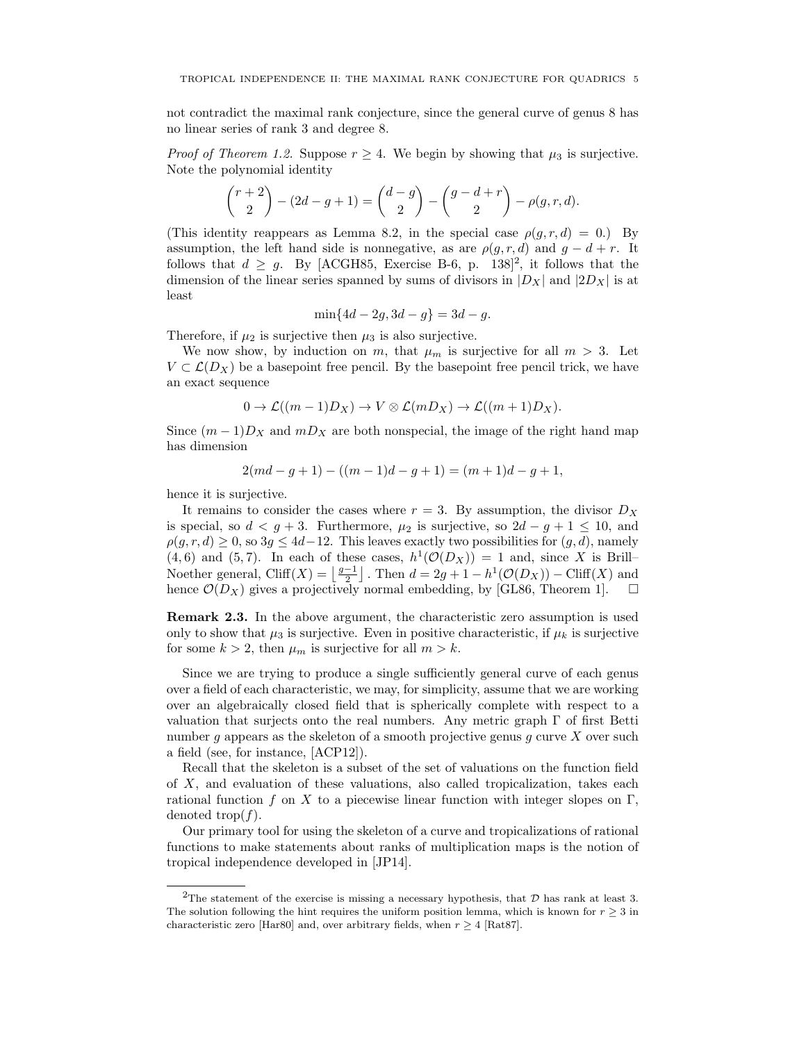not contradict the maximal rank conjecture, since the general curve of genus 8 has no linear series of rank 3 and degree 8.

*Proof of Theorem 1.2.* Suppose $r \geq 4$. We begin by showing that $\mu_3$ is surjective. Note the polynomial identity

$$\binom{r+2}{2} - (2d - g + 1) = \binom{d-g}{2} - \binom{g-d+r}{2} - \rho(g, r, d).$$

(This identity reappears as Lemma 8.2, in the special case $\rho(g, r, d) = 0$.) By assumption, the left hand side is nonnegative, as are $\rho(g, r, d)$ and $g - d + r$. It follows that $d \geq g$. By [ACGH85, Exercise B-6, p. 138][2], it follows that the dimension of the linear series spanned by sums of divisors in $|D_X|$ and $|2D_X|$ is at least

$$\min\{4d - 2g, 3d - g\} = 3d - g.$$

Therefore, if $\mu_2$ is surjective then $\mu_3$ is also surjective.

We now show, by induction on $m$, that $\mu_m$ is surjective for all $m > 3$. Let $V \subset \mathcal{L}(D_X)$ be a basepoint free pencil. By the basepoint free pencil trick, we have an exact sequence

$$0 \to \mathcal{L}((m-1)D_X) \to V \otimes \mathcal{L}(mD_X) \to \mathcal{L}((m+1)D_X).$$

Since $(m-1)D_X$ and $mD_X$ are both nonspecial, the image of the right hand map has dimension

$$2(md - g + 1) - ((m-1)d - g + 1) = (m+1)d - g + 1,$$

hence it is surjective.

It remains to consider the cases where $r = 3$. By assumption, the divisor $D_X$ is special, so $d < g + 3$. Furthermore, $\mu_2$ is surjective, so $2d - g + 1 \leq 10$, and $\rho(g, r, d) \geq 0$, so $3g \leq 4d - 12$. This leaves exactly two possibilities for $(g, d)$, namely $(4, 6)$ and $(5, 7)$. In each of these cases, $h^1(\mathcal{O}(D_X)) = 1$ and, since $X$ is Brill–Noether general, $\mathrm{Cliff}(X) = \left\lfloor \frac{g-1}{2} \right\rfloor$. Then $d = 2g + 1 - h^1(\mathcal{O}(D_X)) - \mathrm{Cliff}(X)$ and hence $\mathcal{O}(D_X)$ gives a projectively normal embedding, by [GL86, Theorem 1]. $\square$

**Remark 2.3.** In the above argument, the characteristic zero assumption is used only to show that $\mu_3$ is surjective. Even in positive characteristic, if $\mu_k$ is surjective for some $k > 2$, then $\mu_m$ is surjective for all $m > k$.

Since we are trying to produce a single sufficiently general curve of each genus over a field of each characteristic, we may, for simplicity, assume that we are working over an algebraically closed field that is spherically complete with respect to a valuation that surjects onto the real numbers. Any metric graph $\Gamma$ of first Betti number $g$ appears as the skeleton of a smooth projective genus $g$ curve $X$ over such a field (see, for instance, [ACP12]).

Recall that the skeleton is a subset of the set of valuations on the function field of $X$, and evaluation of these valuations, also called tropicalization, takes each rational function $f$ on $X$ to a piecewise linear function with integer slopes on $\Gamma$, denoted $\mathrm{trop}(f)$.

Our primary tool for using the skeleton of a curve and tropicalizations of rational functions to make statements about ranks of multiplication maps is the notion of tropical independence developed in [JP14].

---

[2] The statement of the exercise is missing a necessary hypothesis, that $\mathcal{D}$ has rank at least 3. The solution following the hint requires the uniform position lemma, which is known for $r \geq 3$ in characteristic zero [Har80] and, over arbitrary fields, when $r \geq 4$ [Rat87].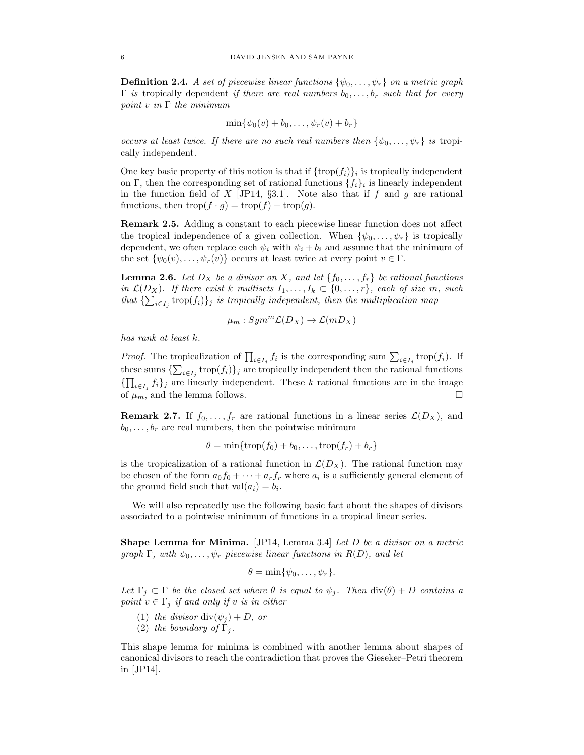**Definition 2.4.** *A set of piecewise linear functions $\{\psi_0, \ldots, \psi_r\}$ on a metric graph $\Gamma$ is* tropically dependent *if there are real numbers $b_0, \ldots, b_r$ such that for every point $v$ in $\Gamma$ the minimum*

$$\min\{\psi_0(v) + b_0, \ldots, \psi_r(v) + b_r\}$$

*occurs at least twice. If there are no such real numbers then $\{\psi_0, \ldots, \psi_r\}$ is* tropically independent.

One key basic property of this notion is that if $\{\text{trop}(f_i)\}_i$ is tropically independent on $\Gamma$, then the corresponding set of rational functions $\{f_i\}_i$ is linearly independent in the function field of $X$ [JP14, §3.1]. Note also that if $f$ and $g$ are rational functions, then $\text{trop}(f \cdot g) = \text{trop}(f) + \text{trop}(g)$.

**Remark 2.5.** Adding a constant to each piecewise linear function does not affect the tropical independence of a given collection. When $\{\psi_0, \ldots, \psi_r\}$ is tropically dependent, we often replace each $\psi_i$ with $\psi_i + b_i$ and assume that the minimum of the set $\{\psi_0(v), \ldots, \psi_r(v)\}$ occurs at least twice at every point $v \in \Gamma$.

**Lemma 2.6.** *Let $D_X$ be a divisor on $X$, and let $\{f_0, \ldots, f_r\}$ be rational functions in $\mathcal{L}(D_X)$. If there exist $k$ multisets $I_1, \ldots, I_k \subset \{0, \ldots, r\}$, each of size $m$, such that $\{\sum_{i \in I_j} \text{trop}(f_i)\}_j$ is tropically independent, then the multiplication map*

$$\mu_m : Sym^m \mathcal{L}(D_X) \to \mathcal{L}(mD_X)$$

*has rank at least $k$.*

*Proof.* The tropicalization of $\prod_{i \in I_j} f_i$ is the corresponding sum $\sum_{i \in I_j} \text{trop}(f_i)$. If these sums $\{\sum_{i \in I_j} \text{trop}(f_i)\}_j$ are tropically independent then the rational functions $\{\prod_{i \in I_j} f_i\}_j$ are linearly independent. These $k$ rational functions are in the image of $\mu_m$, and the lemma follows. □

**Remark 2.7.** If $f_0, \ldots, f_r$ are rational functions in a linear series $\mathcal{L}(D_X)$, and $b_0, \ldots, b_r$ are real numbers, then the pointwise minimum

$$\theta = \min\{\text{trop}(f_0) + b_0, \ldots, \text{trop}(f_r) + b_r\}$$

is the tropicalization of a rational function in $\mathcal{L}(D_X)$. The rational function may be chosen of the form $a_0 f_0 + \cdots + a_r f_r$ where $a_i$ is a sufficiently general element of the ground field such that $\text{val}(a_i) = b_i$.

We will also repeatedly use the following basic fact about the shapes of divisors associated to a pointwise minimum of functions in a tropical linear series.

**Shape Lemma for Minima.** [JP14, Lemma 3.4] *Let $D$ be a divisor on a metric graph $\Gamma$, with $\psi_0, \ldots, \psi_r$ piecewise linear functions in $R(D)$, and let*

$$\theta = \min\{\psi_0, \ldots, \psi_r\}.$$

*Let $\Gamma_j \subset \Gamma$ be the closed set where $\theta$ is equal to $\psi_j$. Then $\text{div}(\theta) + D$ contains a point $v \in \Gamma_j$ if and only if $v$ is in either*

1. *the divisor $\text{div}(\psi_j) + D$, or*
2. *the boundary of $\Gamma_j$.*

This shape lemma for minima is combined with another lemma about shapes of canonical divisors to reach the contradiction that proves the Gieseker–Petri theorem in [JP14].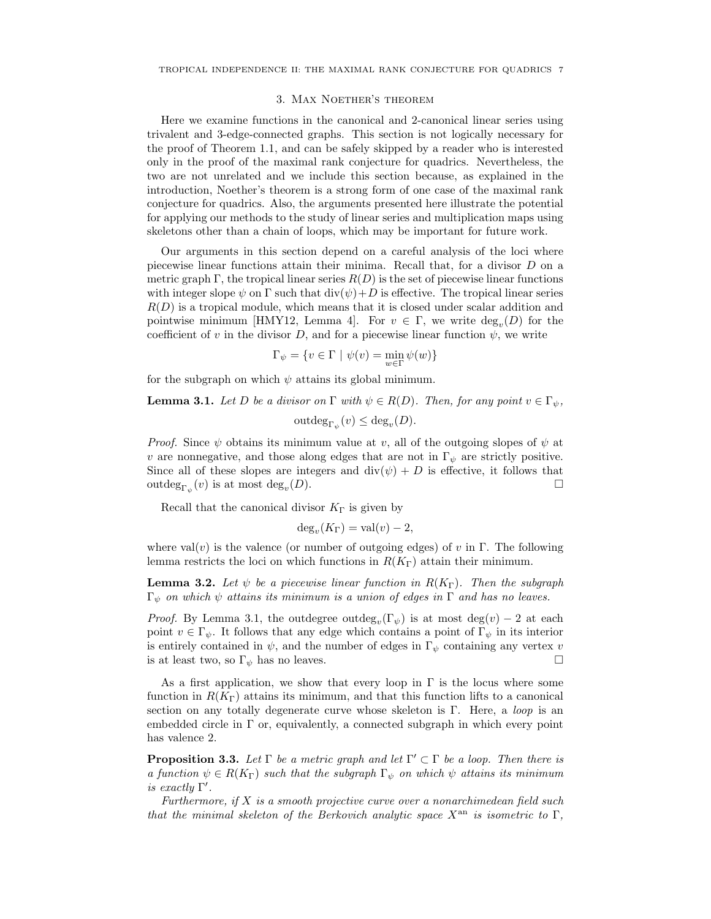## 3. Max Noether's theorem

Here we examine functions in the canonical and 2-canonical linear series using trivalent and 3-edge-connected graphs. This section is not logically necessary for the proof of Theorem 1.1, and can be safely skipped by a reader who is interested only in the proof of the maximal rank conjecture for quadrics. Nevertheless, the two are not unrelated and we include this section because, as explained in the introduction, Noether's theorem is a strong form of one case of the maximal rank conjecture for quadrics. Also, the arguments presented here illustrate the potential for applying our methods to the study of linear series and multiplication maps using skeletons other than a chain of loops, which may be important for future work.

Our arguments in this section depend on a careful analysis of the loci where piecewise linear functions attain their minima. Recall that, for a divisor $D$ on a metric graph $\Gamma$, the tropical linear series $R(D)$ is the set of piecewise linear functions with integer slope $\psi$ on $\Gamma$ such that $\operatorname{div}(\psi)+D$ is effective. The tropical linear series $R(D)$ is a tropical module, which means that it is closed under scalar addition and pointwise minimum [HMY12, Lemma 4]. For $v \in \Gamma$, we write $\deg_v(D)$ for the coefficient of $v$ in the divisor $D$, and for a piecewise linear function $\psi$, we write

$$\Gamma_\psi = \{v \in \Gamma \mid \psi(v) = \min_{w\in\Gamma} \psi(w)\}$$

for the subgraph on which $\psi$ attains its global minimum.

**Lemma 3.1.** *Let $D$ be a divisor on $\Gamma$ with $\psi \in R(D)$. Then, for any point $v \in \Gamma_\psi$,*

$$\operatorname{outdeg}_{\Gamma_\psi}(v) \leq \deg_v(D).$$

*Proof.* Since $\psi$ obtains its minimum value at $v$, all of the outgoing slopes of $\psi$ at $v$ are nonnegative, and those along edges that are not in $\Gamma_\psi$ are strictly positive. Since all of these slopes are integers and $\operatorname{div}(\psi) + D$ is effective, it follows that $\operatorname{outdeg}_{\Gamma_\psi}(v)$ is at most $\deg_v(D)$. □

Recall that the canonical divisor $K_\Gamma$ is given by

$$\deg_v(K_\Gamma) = \operatorname{val}(v) - 2,$$

where $\operatorname{val}(v)$ is the valence (or number of outgoing edges) of $v$ in $\Gamma$. The following lemma restricts the loci on which functions in $R(K_\Gamma)$ attain their minimum.

**Lemma 3.2.** *Let $\psi$ be a piecewise linear function in $R(K_\Gamma)$. Then the subgraph $\Gamma_\psi$ on which $\psi$ attains its minimum is a union of edges in $\Gamma$ and has no leaves.*

*Proof.* By Lemma 3.1, the outdegree $\operatorname{outdeg}_v(\Gamma_\psi)$ is at most $\deg(v) - 2$ at each point $v \in \Gamma_\psi$. It follows that any edge which contains a point of $\Gamma_\psi$ in its interior is entirely contained in $\psi$, and the number of edges in $\Gamma_\psi$ containing any vertex $v$ is at least two, so $\Gamma_\psi$ has no leaves. □

As a first application, we show that every loop in $\Gamma$ is the locus where some function in $R(K_\Gamma)$ attains its minimum, and that this function lifts to a canonical section on any totally degenerate curve whose skeleton is $\Gamma$. Here, a *loop* is an embedded circle in $\Gamma$ or, equivalently, a connected subgraph in which every point has valence 2.

**Proposition 3.3.** *Let $\Gamma$ be a metric graph and let $\Gamma' \subset \Gamma$ be a loop. Then there is a function $\psi \in R(K_\Gamma)$ such that the subgraph $\Gamma_\psi$ on which $\psi$ attains its minimum is exactly $\Gamma'$.*

*Furthermore, if $X$ is a smooth projective curve over a nonarchimedean field such that the minimal skeleton of the Berkovich analytic space $X^{\mathrm{an}}$ is isometric to $\Gamma$,*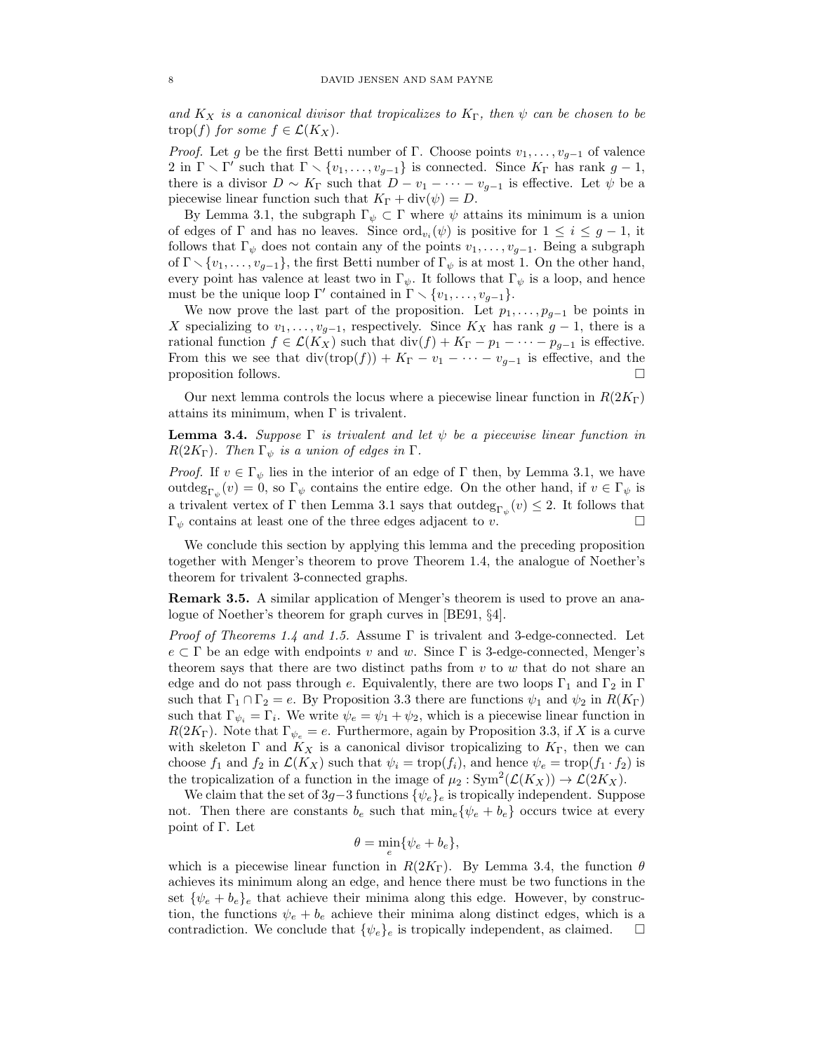*and $K_X$ is a canonical divisor that tropicalizes to $K_\Gamma$, then $\psi$ can be chosen to be $\mathrm{trop}(f)$ for some $f \in \mathcal{L}(K_X)$.*

*Proof.* Let $g$ be the first Betti number of $\Gamma$. Choose points $v_1, \ldots, v_{g-1}$ of valence 2 in $\Gamma \smallsetminus \Gamma'$ such that $\Gamma \smallsetminus \{v_1, \ldots, v_{g-1}\}$ is connected. Since $K_\Gamma$ has rank $g-1$, there is a divisor $D \sim K_\Gamma$ such that $D - v_1 - \cdots - v_{g-1}$ is effective. Let $\psi$ be a piecewise linear function such that $K_\Gamma + \mathrm{div}(\psi) = D$.

By Lemma 3.1, the subgraph $\Gamma_\psi \subset \Gamma$ where $\psi$ attains its minimum is a union of edges of $\Gamma$ and has no leaves. Since $\mathrm{ord}_{v_i}(\psi)$ is positive for $1 \leq i \leq g-1$, it follows that $\Gamma_\psi$ does not contain any of the points $v_1, \ldots, v_{g-1}$. Being a subgraph of $\Gamma \smallsetminus \{v_1, \ldots, v_{g-1}\}$, the first Betti number of $\Gamma_\psi$ is at most 1. On the other hand, every point has valence at least two in $\Gamma_\psi$. It follows that $\Gamma_\psi$ is a loop, and hence must be the unique loop $\Gamma'$ contained in $\Gamma \smallsetminus \{v_1, \ldots, v_{g-1}\}$.

We now prove the last part of the proposition. Let $p_1, \ldots, p_{g-1}$ be points in $X$ specializing to $v_1, \ldots, v_{g-1}$, respectively. Since $K_X$ has rank $g-1$, there is a rational function $f \in \mathcal{L}(K_X)$ such that $\mathrm{div}(f) + K_\Gamma - p_1 - \cdots - p_{g-1}$ is effective. From this we see that $\mathrm{div}(\mathrm{trop}(f)) + K_\Gamma - v_1 - \cdots - v_{g-1}$ is effective, and the proposition follows. $\square$

Our next lemma controls the locus where a piecewise linear function in $R(2K_\Gamma)$ attains its minimum, when $\Gamma$ is trivalent.

**Lemma 3.4.** *Suppose $\Gamma$ is trivalent and let $\psi$ be a piecewise linear function in $R(2K_\Gamma)$. Then $\Gamma_\psi$ is a union of edges in $\Gamma$.*

*Proof.* If $v \in \Gamma_\psi$ lies in the interior of an edge of $\Gamma$ then, by Lemma 3.1, we have $\mathrm{outdeg}_{\Gamma_\psi}(v) = 0$, so $\Gamma_\psi$ contains the entire edge. On the other hand, if $v \in \Gamma_\psi$ is a trivalent vertex of $\Gamma$ then Lemma 3.1 says that $\mathrm{outdeg}_{\Gamma_\psi}(v) \leq 2$. It follows that $\Gamma_\psi$ contains at least one of the three edges adjacent to $v$. $\square$

We conclude this section by applying this lemma and the preceding proposition together with Menger's theorem to prove Theorem 1.4, the analogue of Noether's theorem for trivalent 3-connected graphs.

**Remark 3.5.** A similar application of Menger's theorem is used to prove an analogue of Noether's theorem for graph curves in [BE91, §4].

*Proof of Theorems 1.4 and 1.5.* Assume $\Gamma$ is trivalent and 3-edge-connected. Let $e \subset \Gamma$ be an edge with endpoints $v$ and $w$. Since $\Gamma$ is 3-edge-connected, Menger's theorem says that there are two distinct paths from $v$ to $w$ that do not share an edge and do not pass through $e$. Equivalently, there are two loops $\Gamma_1$ and $\Gamma_2$ in $\Gamma$ such that $\Gamma_1 \cap \Gamma_2 = e$. By Proposition 3.3 there are functions $\psi_1$ and $\psi_2$ in $R(K_\Gamma)$ such that $\Gamma_{\psi_i} = \Gamma_i$. We write $\psi_e = \psi_1 + \psi_2$, which is a piecewise linear function in $R(2K_\Gamma)$. Note that $\Gamma_{\psi_e} = e$. Furthermore, again by Proposition 3.3, if $X$ is a curve with skeleton $\Gamma$ and $K_X$ is a canonical divisor tropicalizing to $K_\Gamma$, then we can choose $f_1$ and $f_2$ in $\mathcal{L}(K_X)$ such that $\psi_i = \mathrm{trop}(f_i)$, and hence $\psi_e = \mathrm{trop}(f_1 \cdot f_2)$ is the tropicalization of a function in the image of $\mu_2 : \mathrm{Sym}^2(\mathcal{L}(K_X)) \to \mathcal{L}(2K_X)$.

We claim that the set of $3g-3$ functions $\{\psi_e\}_e$ is tropically independent. Suppose not. Then there are constants $b_e$ such that $\min_e\{\psi_e + b_e\}$ occurs twice at every point of $\Gamma$. Let

$$\theta = \min_e\{\psi_e + b_e\},$$

which is a piecewise linear function in $R(2K_\Gamma)$. By Lemma 3.4, the function $\theta$ achieves its minimum along an edge, and hence there must be two functions in the set $\{\psi_e + b_e\}_e$ that achieve their minima along this edge. However, by construction, the functions $\psi_e + b_e$ achieve their minima along distinct edges, which is a contradiction. We conclude that $\{\psi_e\}_e$ is tropically independent, as claimed. $\square$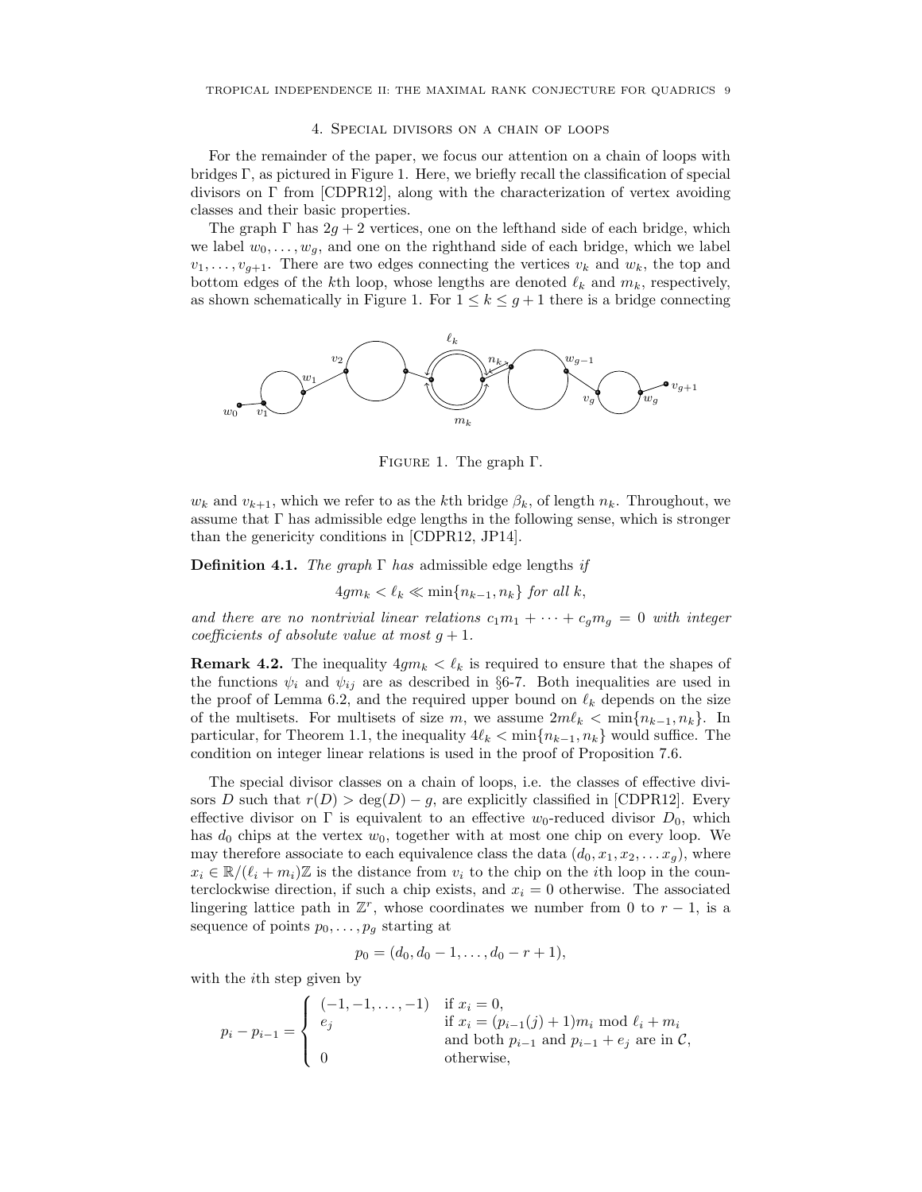## 4. Special divisors on a chain of loops

For the remainder of the paper, we focus our attention on a chain of loops with bridges $\Gamma$, as pictured in Figure 1. Here, we briefly recall the classification of special divisors on $\Gamma$ from [CDPR12], along with the characterization of vertex avoiding classes and their basic properties.

The graph $\Gamma$ has $2g+2$ vertices, one on the lefthand side of each bridge, which we label $w_0, \ldots, w_g$, and one on the righthand side of each bridge, which we label $v_1, \ldots, v_{g+1}$. There are two edges connecting the vertices $v_k$ and $w_k$, the top and bottom edges of the $k$th loop, whose lengths are denoted $\ell_k$ and $m_k$, respectively, as shown schematically in Figure 1. For $1 \leq k \leq g+1$ there is a bridge connecting

Figure 1. The graph $\Gamma$.

$w_k$ and $v_{k+1}$, which we refer to as the $k$th bridge $\beta_k$, of length $n_k$. Throughout, we assume that $\Gamma$ has admissible edge lengths in the following sense, which is stronger than the genericity conditions in [CDPR12, JP14].

**Definition 4.1.** *The graph $\Gamma$ has* admissible edge lengths *if*

$$4gm_k < \ell_k \ll \min\{n_{k-1}, n_k\} \text{ for all } k,$$

*and there are no nontrivial linear relations $c_1 m_1 + \cdots + c_g m_g = 0$ with integer coefficients of absolute value at most $g+1$.*

**Remark 4.2.** The inequality $4gm_k < \ell_k$ is required to ensure that the shapes of the functions $\psi_i$ and $\psi_{ij}$ are as described in §6-7. Both inequalities are used in the proof of Lemma 6.2, and the required upper bound on $\ell_k$ depends on the size of the multisets. For multisets of size $m$, we assume $2m\ell_k < \min\{n_{k-1}, n_k\}$. In particular, for Theorem 1.1, the inequality $4\ell_k < \min\{n_{k-1}, n_k\}$ would suffice. The condition on integer linear relations is used in the proof of Proposition 7.6.

The special divisor classes on a chain of loops, i.e. the classes of effective divisors $D$ such that $r(D) > \deg(D) - g$, are explicitly classified in [CDPR12]. Every effective divisor on $\Gamma$ is equivalent to an effective $w_0$-reduced divisor $D_0$, which has $d_0$ chips at the vertex $w_0$, together with at most one chip on every loop. We may therefore associate to each equivalence class the data $(d_0, x_1, x_2, \ldots x_g)$, where $x_i \in \mathbb{R}/(\ell_i + m_i)\mathbb{Z}$ is the distance from $v_i$ to the chip on the $i$th loop in the counterclockwise direction, if such a chip exists, and $x_i = 0$ otherwise. The associated lingering lattice path in $\mathbb{Z}^r$, whose coordinates we number from $0$ to $r-1$, is a sequence of points $p_0, \ldots, p_g$ starting at

$$p_0 = (d_0, d_0 - 1, \ldots, d_0 - r + 1),$$

with the $i$th step given by

$$p_i - p_{i-1} = \begin{cases} (-1, -1, \ldots, -1) & \text{if } x_i = 0, \\ e_j & \text{if } x_i = (p_{i-1}(j) + 1)m_i \bmod \ell_i + m_i \\ & \text{and both } p_{i-1} \text{ and } p_{i-1} + e_j \text{ are in } \mathcal{C}, \\ 0 & \text{otherwise,} \end{cases}$$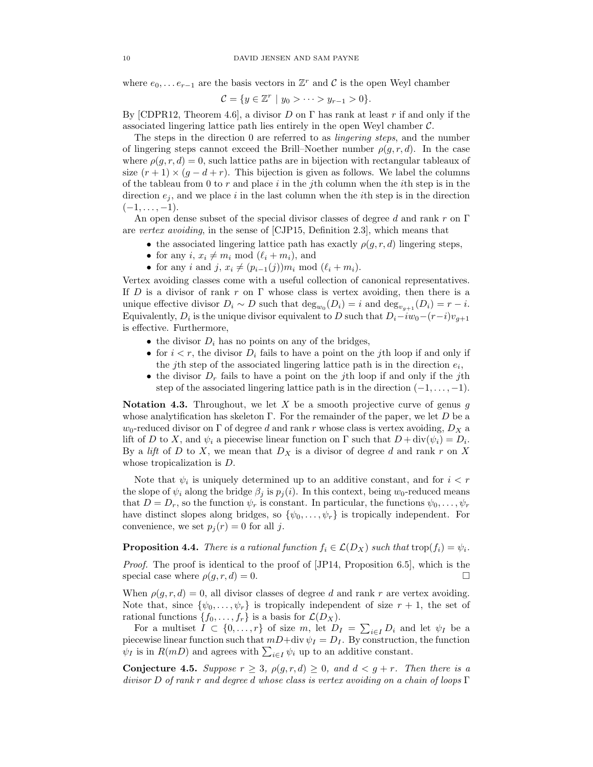where $e_0, \ldots e_{r-1}$ are the basis vectors in $\mathbb{Z}^r$ and $\mathcal{C}$ is the open Weyl chamber

$$\mathcal{C} = \{y \in \mathbb{Z}^r \mid y_0 > \cdots > y_{r-1} > 0\}.$$

By [CDPR12, Theorem 4.6], a divisor $D$ on $\Gamma$ has rank at least $r$ if and only if the associated lingering lattice path lies entirely in the open Weyl chamber $\mathcal{C}$.

The steps in the direction 0 are referred to as *lingering steps*, and the number of lingering steps cannot exceed the Brill–Noether number $\rho(g, r, d)$. In the case where $\rho(g, r, d) = 0$, such lattice paths are in bijection with rectangular tableaux of size $(r+1) \times (g - d + r)$. This bijection is given as follows. We label the columns of the tableau from 0 to $r$ and place $i$ in the $j$th column when the $i$th step is in the direction $e_j$, and we place $i$ in the last column when the $i$th step is in the direction $(-1, \ldots, -1)$.

An open dense subset of the special divisor classes of degree $d$ and rank $r$ on $\Gamma$ are *vertex avoiding*, in the sense of [CJP15, Definition 2.3], which means that

- the associated lingering lattice path has exactly $\rho(g, r, d)$ lingering steps,
- for any $i$, $x_i \neq m_i \bmod (\ell_i + m_i)$, and
- for any $i$ and $j$, $x_i \neq (p_{i-1}(j))m_i \bmod (\ell_i + m_i)$.

Vertex avoiding classes come with a useful collection of canonical representatives. If $D$ is a divisor of rank $r$ on $\Gamma$ whose class is vertex avoiding, then there is a unique effective divisor $D_i \sim D$ such that $\deg_{w_0}(D_i) = i$ and $\deg_{v_{g+1}}(D_i) = r - i$. Equivalently, $D_i$ is the unique divisor equivalent to $D$ such that $D_i - iw_0 - (r-i)v_{g+1}$ is effective. Furthermore,

- the divisor $D_i$ has no points on any of the bridges,
- for $i < r$, the divisor $D_i$ fails to have a point on the $j$th loop if and only if the $j$th step of the associated lingering lattice path is in the direction $e_i$,
- the divisor $D_r$ fails to have a point on the $j$th loop if and only if the $j$th step of the associated lingering lattice path is in the direction $(-1, \ldots, -1)$.

**Notation 4.3.** Throughout, we let $X$ be a smooth projective curve of genus $g$ whose analytification has skeleton $\Gamma$. For the remainder of the paper, we let $D$ be a $w_0$-reduced divisor on $\Gamma$ of degree $d$ and rank $r$ whose class is vertex avoiding, $D_X$ a lift of $D$ to $X$, and $\psi_i$ a piecewise linear function on $\Gamma$ such that $D + \mathrm{div}(\psi_i) = D_i$. By a *lift* of $D$ to $X$, we mean that $D_X$ is a divisor of degree $d$ and rank $r$ on $X$ whose tropicalization is $D$.

Note that $\psi_i$ is uniquely determined up to an additive constant, and for $i < r$ the slope of $\psi_i$ along the bridge $\beta_j$ is $p_j(i)$. In this context, being $w_0$-reduced means that $D = D_r$, so the function $\psi_r$ is constant. In particular, the functions $\psi_0, \ldots, \psi_r$ have distinct slopes along bridges, so $\{\psi_0, \ldots, \psi_r\}$ is tropically independent. For convenience, we set $p_j(r) = 0$ for all $j$.

**Proposition 4.4.** *There is a rational function $f_i \in \mathcal{L}(D_X)$ such that $\mathrm{trop}(f_i) = \psi_i$.*

*Proof.* The proof is identical to the proof of [JP14, Proposition 6.5], which is the special case where $\rho(g, r, d) = 0$. □

When $\rho(g, r, d) = 0$, all divisor classes of degree $d$ and rank $r$ are vertex avoiding. Note that, since $\{\psi_0, \ldots, \psi_r\}$ is tropically independent of size $r + 1$, the set of rational functions $\{f_0, \ldots, f_r\}$ is a basis for $\mathcal{L}(D_X)$.

For a multiset $I \subset \{0, \ldots, r\}$ of size $m$, let $D_I = \sum_{i \in I} D_i$ and let $\psi_I$ be a piecewise linear function such that $mD + \mathrm{div}\, \psi_I = D_I$. By construction, the function $\psi_I$ is in $R(mD)$ and agrees with $\sum_{i \in I} \psi_i$ up to an additive constant.

**Conjecture 4.5.** *Suppose $r \geq 3$, $\rho(g, r, d) \geq 0$, and $d < g + r$. Then there is a divisor $D$ of rank $r$ and degree $d$ whose class is vertex avoiding on a chain of loops $\Gamma$*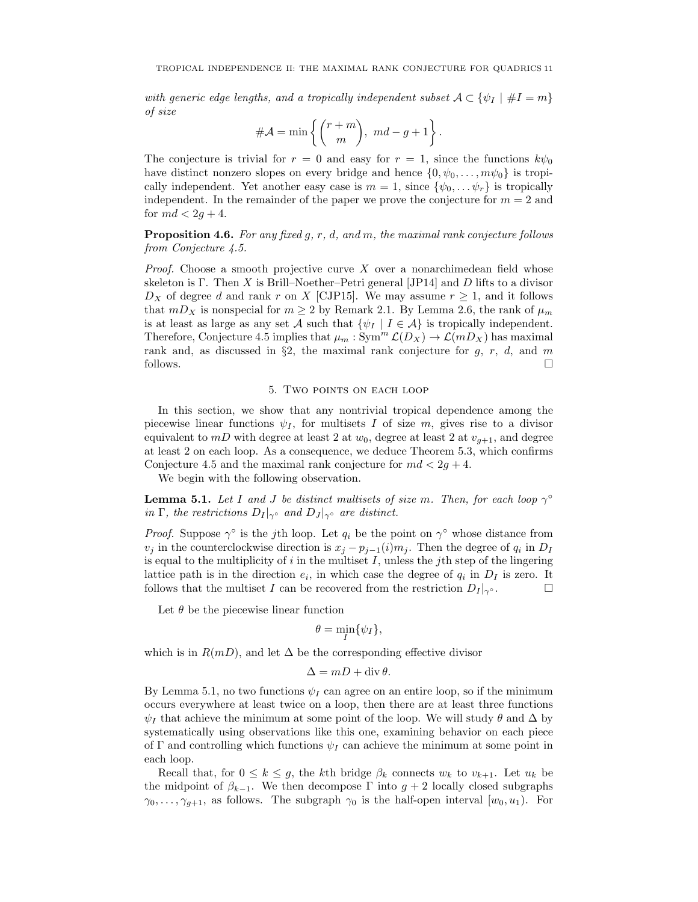*with generic edge lengths, and a tropically independent subset $\mathcal{A} \subset \{\psi_I \mid \#I = m\}$ of size*

$$\#\mathcal{A} = \min\left\{ \binom{r+m}{m},\ md - g + 1 \right\}.$$

The conjecture is trivial for $r = 0$ and easy for $r = 1$, since the functions $k\psi_0$ have distinct nonzero slopes on every bridge and hence $\{0, \psi_0, \ldots, m\psi_0\}$ is tropically independent. Yet another easy case is $m = 1$, since $\{\psi_0, \ldots \psi_r\}$ is tropically independent. In the remainder of the paper we prove the conjecture for $m = 2$ and for $md < 2g + 4$.

**Proposition 4.6.** *For any fixed $g$, $r$, $d$, and $m$, the maximal rank conjecture follows from Conjecture 4.5.*

*Proof.* Choose a smooth projective curve $X$ over a nonarchimedean field whose skeleton is $\Gamma$. Then $X$ is Brill–Noether–Petri general [JP14] and $D$ lifts to a divisor $D_X$ of degree $d$ and rank $r$ on $X$ [CJP15]. We may assume $r \geq 1$, and it follows that $mD_X$ is nonspecial for $m \geq 2$ by Remark 2.1. By Lemma 2.6, the rank of $\mu_m$ is at least as large as any set $\mathcal{A}$ such that $\{\psi_I \mid I \in \mathcal{A}\}$ is tropically independent. Therefore, Conjecture 4.5 implies that $\mu_m : \mathrm{Sym}^m \mathcal{L}(D_X) \to \mathcal{L}(mD_X)$ has maximal rank and, as discussed in §2, the maximal rank conjecture for $g$, $r$, $d$, and $m$ follows. $\square$

## 5. Two points on each loop

In this section, we show that any nontrivial tropical dependence among the piecewise linear functions $\psi_I$, for multisets $I$ of size $m$, gives rise to a divisor equivalent to $mD$ with degree at least 2 at $w_0$, degree at least 2 at $v_{g+1}$, and degree at least 2 on each loop. As a consequence, we deduce Theorem 5.3, which confirms Conjecture 4.5 and the maximal rank conjecture for $md < 2g + 4$.

We begin with the following observation.

**Lemma 5.1.** *Let $I$ and $J$ be distinct multisets of size $m$. Then, for each loop $\gamma^\circ$ in $\Gamma$, the restrictions $D_I|_{\gamma^\circ}$ and $D_J|_{\gamma^\circ}$ are distinct.*

*Proof.* Suppose $\gamma^\circ$ is the $j$th loop. Let $q_i$ be the point on $\gamma^\circ$ whose distance from $v_j$ in the counterclockwise direction is $x_j - p_{j-1}(i)m_j$. Then the degree of $q_i$ in $D_I$ is equal to the multiplicity of $i$ in the multiset $I$, unless the $j$th step of the lingering lattice path is in the direction $e_i$, in which case the degree of $q_i$ in $D_I$ is zero. It follows that the multiset $I$ can be recovered from the restriction $D_I|_{\gamma^\circ}$. $\square$

Let $\theta$ be the piecewise linear function

$$\theta = \min_I \{\psi_I\},$$

which is in $R(mD)$, and let $\Delta$ be the corresponding effective divisor

$$\Delta = mD + \operatorname{div} \theta.$$

By Lemma 5.1, no two functions $\psi_I$ can agree on an entire loop, so if the minimum occurs everywhere at least twice on a loop, then there are at least three functions $\psi_I$ that achieve the minimum at some point of the loop. We will study $\theta$ and $\Delta$ by systematically using observations like this one, examining behavior on each piece of $\Gamma$ and controlling which functions $\psi_I$ can achieve the minimum at some point in each loop.

Recall that, for $0 \leq k \leq g$, the $k$th bridge $\beta_k$ connects $w_k$ to $v_{k+1}$. Let $u_k$ be the midpoint of $\beta_{k-1}$. We then decompose $\Gamma$ into $g + 2$ locally closed subgraphs $\gamma_0, \ldots, \gamma_{g+1}$, as follows. The subgraph $\gamma_0$ is the half-open interval $[w_0, u_1)$. For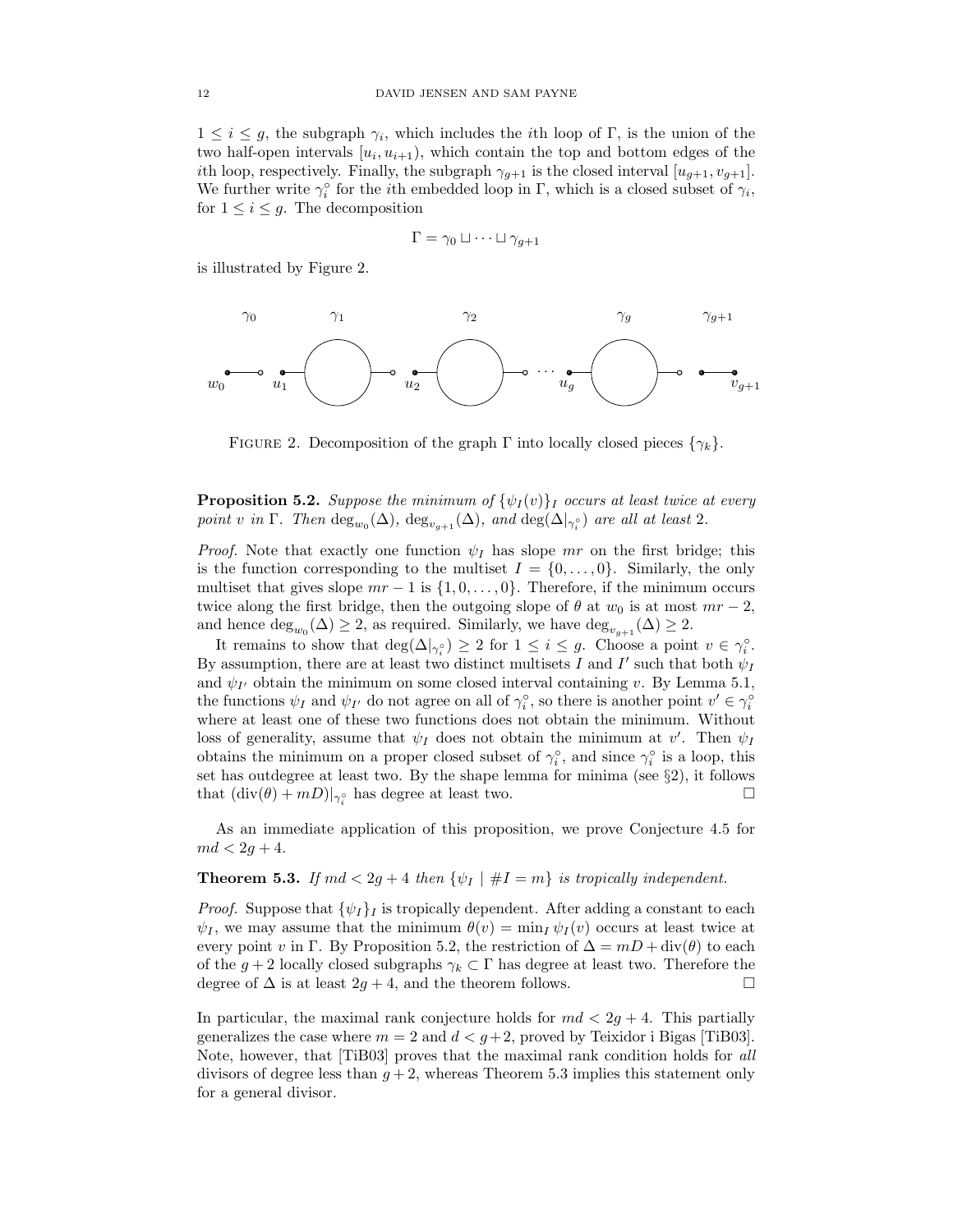$1 \leq i \leq g$, the subgraph $\gamma_i$, which includes the $i$th loop of $\Gamma$, is the union of the two half-open intervals $[u_i, u_{i+1})$, which contain the top and bottom edges of the $i$th loop, respectively. Finally, the subgraph $\gamma_{g+1}$ is the closed interval $[u_{g+1}, v_{g+1}]$. We further write $\gamma_i^\circ$ for the $i$th embedded loop in $\Gamma$, which is a closed subset of $\gamma_i$, for $1 \leq i \leq g$. The decomposition

$$\Gamma = \gamma_0 \sqcup \cdots \sqcup \gamma_{g+1}$$

is illustrated by Figure 2.

FIGURE 2. Decomposition of the graph $\Gamma$ into locally closed pieces $\{\gamma_k\}$.

**Proposition 5.2.** *Suppose the minimum of $\{\psi_I(v)\}_I$ occurs at least twice at every point $v$ in $\Gamma$. Then $\deg_{w_0}(\Delta)$, $\deg_{v_{g+1}}(\Delta)$, and $\deg(\Delta|_{\gamma_i^\circ})$ are all at least 2.*

*Proof.* Note that exactly one function $\psi_I$ has slope $mr$ on the first bridge; this is the function corresponding to the multiset $I = \{0, \ldots, 0\}$. Similarly, the only multiset that gives slope $mr - 1$ is $\{1, 0, \ldots, 0\}$. Therefore, if the minimum occurs twice along the first bridge, then the outgoing slope of $\theta$ at $w_0$ is at most $mr - 2$, and hence $\deg_{w_0}(\Delta) \geq 2$, as required. Similarly, we have $\deg_{v_{g+1}}(\Delta) \geq 2$.

It remains to show that $\deg(\Delta|_{\gamma_i^\circ}) \geq 2$ for $1 \leq i \leq g$. Choose a point $v \in \gamma_i^\circ$. By assumption, there are at least two distinct multisets $I$ and $I'$ such that both $\psi_I$ and $\psi_{I'}$ obtain the minimum on some closed interval containing $v$. By Lemma 5.1, the functions $\psi_I$ and $\psi_{I'}$ do not agree on all of $\gamma_i^\circ$, so there is another point $v' \in \gamma_i^\circ$ where at least one of these two functions does not obtain the minimum. Without loss of generality, assume that $\psi_I$ does not obtain the minimum at $v'$. Then $\psi_I$ obtains the minimum on a proper closed subset of $\gamma_i^\circ$, and since $\gamma_i^\circ$ is a loop, this set has outdegree at least two. By the shape lemma for minima (see §2), it follows that $(\operatorname{div}(\theta) + mD)|_{\gamma_i^\circ}$ has degree at least two. $\square$

As an immediate application of this proposition, we prove Conjecture 4.5 for $md < 2g + 4$.

**Theorem 5.3.** *If $md < 2g + 4$ then $\{\psi_I \mid \#I = m\}$ is tropically independent.*

*Proof.* Suppose that $\{\psi_I\}_I$ is tropically dependent. After adding a constant to each $\psi_I$, we may assume that the minimum $\theta(v) = \min_I \psi_I(v)$ occurs at least twice at every point $v$ in $\Gamma$. By Proposition 5.2, the restriction of $\Delta = mD + \operatorname{div}(\theta)$ to each of the $g + 2$ locally closed subgraphs $\gamma_k \subset \Gamma$ has degree at least two. Therefore the degree of $\Delta$ is at least $2g + 4$, and the theorem follows. $\square$

In particular, the maximal rank conjecture holds for $md < 2g + 4$. This partially generalizes the case where $m = 2$ and $d < g + 2$, proved by Teixidor i Bigas [TiB03]. Note, however, that [TiB03] proves that the maximal rank condition holds for *all* divisors of degree less than $g + 2$, whereas Theorem 5.3 implies this statement only for a general divisor.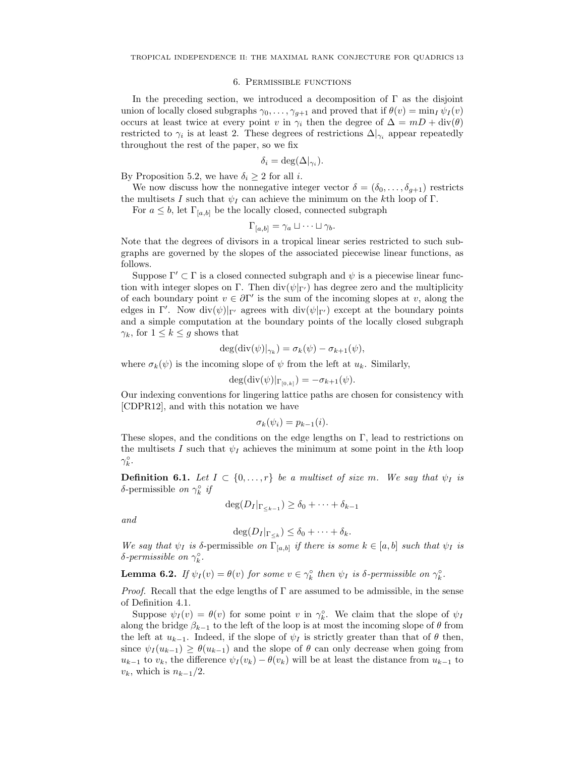## 6. Permissible functions

In the preceding section, we introduced a decomposition of $\Gamma$ as the disjoint union of locally closed subgraphs $\gamma_0, \ldots, \gamma_{g+1}$ and proved that if $\theta(v) = \min_I \psi_I(v)$ occurs at least twice at every point $v$ in $\gamma_i$ then the degree of $\Delta = mD + \operatorname{div}(\theta)$ restricted to $\gamma_i$ is at least 2. These degrees of restrictions $\Delta|_{\gamma_i}$ appear repeatedly throughout the rest of the paper, so we fix

$$\delta_i = \deg(\Delta|_{\gamma_i}).$$

By Proposition 5.2, we have $\delta_i \geq 2$ for all $i$.

We now discuss how the nonnegative integer vector $\delta = (\delta_0, \ldots, \delta_{g+1})$ restricts the multisets $I$ such that $\psi_I$ can achieve the minimum on the $k$th loop of $\Gamma$.

For $a \leq b$, let $\Gamma_{[a,b]}$ be the locally closed, connected subgraph

$$\Gamma_{[a,b]} = \gamma_a \sqcup \cdots \sqcup \gamma_b.$$

Note that the degrees of divisors in a tropical linear series restricted to such subgraphs are governed by the slopes of the associated piecewise linear functions, as follows.

Suppose $\Gamma' \subset \Gamma$ is a closed connected subgraph and $\psi$ is a piecewise linear function with integer slopes on $\Gamma$. Then $\operatorname{div}(\psi|_{\Gamma'})$ has degree zero and the multiplicity of each boundary point $v \in \partial\Gamma'$ is the sum of the incoming slopes at $v$, along the edges in $\Gamma'$. Now $\operatorname{div}(\psi)|_{\Gamma'}$ agrees with $\operatorname{div}(\psi|_{\Gamma'})$ except at the boundary points and a simple computation at the boundary points of the locally closed subgraph $\gamma_k$, for $1 \leq k \leq g$ shows that

$$\deg(\operatorname{div}(\psi)|_{\gamma_k}) = \sigma_k(\psi) - \sigma_{k+1}(\psi),$$

where $\sigma_k(\psi)$ is the incoming slope of $\psi$ from the left at $u_k$. Similarly,

$$\deg(\operatorname{div}(\psi)|_{\Gamma_{[0,k]}}) = -\sigma_{k+1}(\psi).$$

Our indexing conventions for lingering lattice paths are chosen for consistency with [CDPR12], and with this notation we have

$$\sigma_k(\psi_i) = p_{k-1}(i).$$

These slopes, and the conditions on the edge lengths on $\Gamma$, lead to restrictions on the multisets $I$ such that $\psi_I$ achieves the minimum at some point in the $k$th loop $\gamma_k^\circ$.

**Definition 6.1.** *Let $I \subset \{0, \ldots, r\}$ be a multiset of size $m$. We say that $\psi_I$ is* $\delta$-permissible *on $\gamma_k^\circ$ if*

$$\deg(D_I|_{\Gamma_{\leq k-1}}) \geq \delta_0 + \cdots + \delta_{k-1}$$

*and*

$$\deg(D_I|_{\Gamma_{\leq k}}) \leq \delta_0 + \cdots + \delta_k.$$

*We say that $\psi_I$ is* $\delta$-permissible *on $\Gamma_{[a,b]}$ if there is some $k \in [a,b]$ such that $\psi_I$ is $\delta$-permissible on $\gamma_k^\circ$.*

**Lemma 6.2.** *If $\psi_I(v) = \theta(v)$ for some $v \in \gamma_k^\circ$ then $\psi_I$ is $\delta$-permissible on $\gamma_k^\circ$.*

*Proof.* Recall that the edge lengths of $\Gamma$ are assumed to be admissible, in the sense of Definition 4.1.

Suppose $\psi_I(v) = \theta(v)$ for some point $v$ in $\gamma_k^\circ$. We claim that the slope of $\psi_I$ along the bridge $\beta_{k-1}$ to the left of the loop is at most the incoming slope of $\theta$ from the left at $u_{k-1}$. Indeed, if the slope of $\psi_I$ is strictly greater than that of $\theta$ then, since $\psi_I(u_{k-1}) \geq \theta(u_{k-1})$ and the slope of $\theta$ can only decrease when going from $u_{k-1}$ to $v_k$, the difference $\psi_I(v_k) - \theta(v_k)$ will be at least the distance from $u_{k-1}$ to $v_k$, which is $n_{k-1}/2$.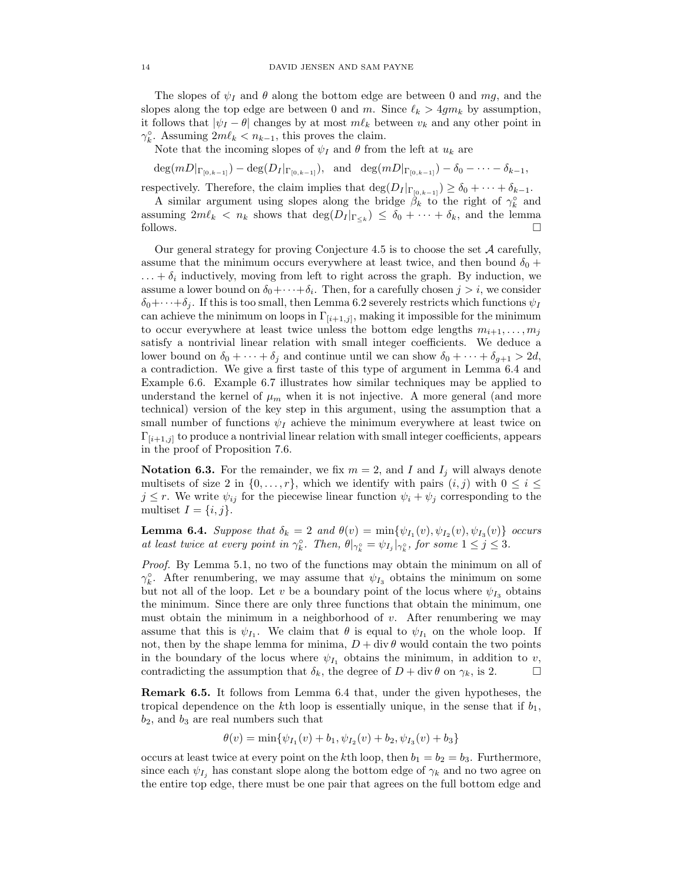The slopes of $\psi_I$ and $\theta$ along the bottom edge are between 0 and $mg$, and the slopes along the top edge are between 0 and $m$. Since $\ell_k > 4gm_k$ by assumption, it follows that $|\psi_I - \theta|$ changes by at most $m\ell_k$ between $v_k$ and any other point in $\gamma_k^\circ$. Assuming $2m\ell_k < n_{k-1}$, this proves the claim.

Note that the incoming slopes of $\psi_I$ and $\theta$ from the left at $u_k$ are

$$\deg(mD|_{\Gamma_{[0,k-1]}}) - \deg(D_I|_{\Gamma_{[0,k-1]}}), \quad \text{and} \quad \deg(mD|_{\Gamma_{[0,k-1]}}) - \delta_0 - \cdots - \delta_{k-1},$$

respectively. Therefore, the claim implies that $\deg(D_I|_{\Gamma_{[0,k-1]}}) \geq \delta_0 + \cdots + \delta_{k-1}$.

A similar argument using slopes along the bridge $\beta_k$ to the right of $\gamma_k^\circ$ and assuming $2m\ell_k < n_k$ shows that $\deg(D_I|_{\Gamma_{\leq k}}) \leq \delta_0 + \cdots + \delta_k$, and the lemma follows. $\square$

Our general strategy for proving Conjecture 4.5 is to choose the set $\mathcal{A}$ carefully, assume that the minimum occurs everywhere at least twice, and then bound $\delta_0 + \ldots + \delta_i$ inductively, moving from left to right across the graph. By induction, we assume a lower bound on $\delta_0 + \cdots + \delta_i$. Then, for a carefully chosen $j > i$, we consider $\delta_0 + \cdots + \delta_j$. If this is too small, then Lemma 6.2 severely restricts which functions $\psi_I$ can achieve the minimum on loops in $\Gamma_{[i+1,j]}$, making it impossible for the minimum to occur everywhere at least twice unless the bottom edge lengths $m_{i+1}, \ldots, m_j$ satisfy a nontrivial linear relation with small integer coefficients. We deduce a lower bound on $\delta_0 + \cdots + \delta_j$ and continue until we can show $\delta_0 + \cdots + \delta_{g+1} > 2d$, a contradiction. We give a first taste of this type of argument in Lemma 6.4 and Example 6.6. Example 6.7 illustrates how similar techniques may be applied to understand the kernel of $\mu_m$ when it is not injective. A more general (and more technical) version of the key step in this argument, using the assumption that a small number of functions $\psi_I$ achieve the minimum everywhere at least twice on $\Gamma_{[i+1,j]}$ to produce a nontrivial linear relation with small integer coefficients, appears in the proof of Proposition 7.6.

**Notation 6.3.** For the remainder, we fix $m = 2$, and $I$ and $I_j$ will always denote multisets of size 2 in $\{0, \ldots, r\}$, which we identify with pairs $(i,j)$ with $0 \leq i \leq j \leq r$. We write $\psi_{ij}$ for the piecewise linear function $\psi_i + \psi_j$ corresponding to the multiset $I = \{i, j\}$.

**Lemma 6.4.** *Suppose that $\delta_k = 2$ and $\theta(v) = \min\{\psi_{I_1}(v), \psi_{I_2}(v), \psi_{I_3}(v)\}$ occurs at least twice at every point in $\gamma_k^\circ$. Then, $\theta|_{\gamma_k^\circ} = \psi_{I_j}|_{\gamma_k^\circ}$, for some $1 \leq j \leq 3$.*

*Proof.* By Lemma 5.1, no two of the functions may obtain the minimum on all of $\gamma_k^\circ$. After renumbering, we may assume that $\psi_{I_3}$ obtains the minimum on some but not all of the loop. Let $v$ be a boundary point of the locus where $\psi_{I_3}$ obtains the minimum. Since there are only three functions that obtain the minimum, one must obtain the minimum in a neighborhood of $v$. After renumbering we may assume that this is $\psi_{I_1}$. We claim that $\theta$ is equal to $\psi_{I_1}$ on the whole loop. If not, then by the shape lemma for minima, $D + \operatorname{div}\theta$ would contain the two points in the boundary of the locus where $\psi_{I_1}$ obtains the minimum, in addition to $v$, contradicting the assumption that $\delta_k$, the degree of $D + \operatorname{div}\theta$ on $\gamma_k$, is 2. $\square$

**Remark 6.5.** It follows from Lemma 6.4 that, under the given hypotheses, the tropical dependence on the $k$th loop is essentially unique, in the sense that if $b_1$, $b_2$, and $b_3$ are real numbers such that

$$\theta(v) = \min\{\psi_{I_1}(v) + b_1, \psi_{I_2}(v) + b_2, \psi_{I_3}(v) + b_3\}$$

occurs at least twice at every point on the $k$th loop, then $b_1 = b_2 = b_3$. Furthermore, since each $\psi_{I_j}$ has constant slope along the bottom edge of $\gamma_k$ and no two agree on the entire top edge, there must be one pair that agrees on the full bottom edge and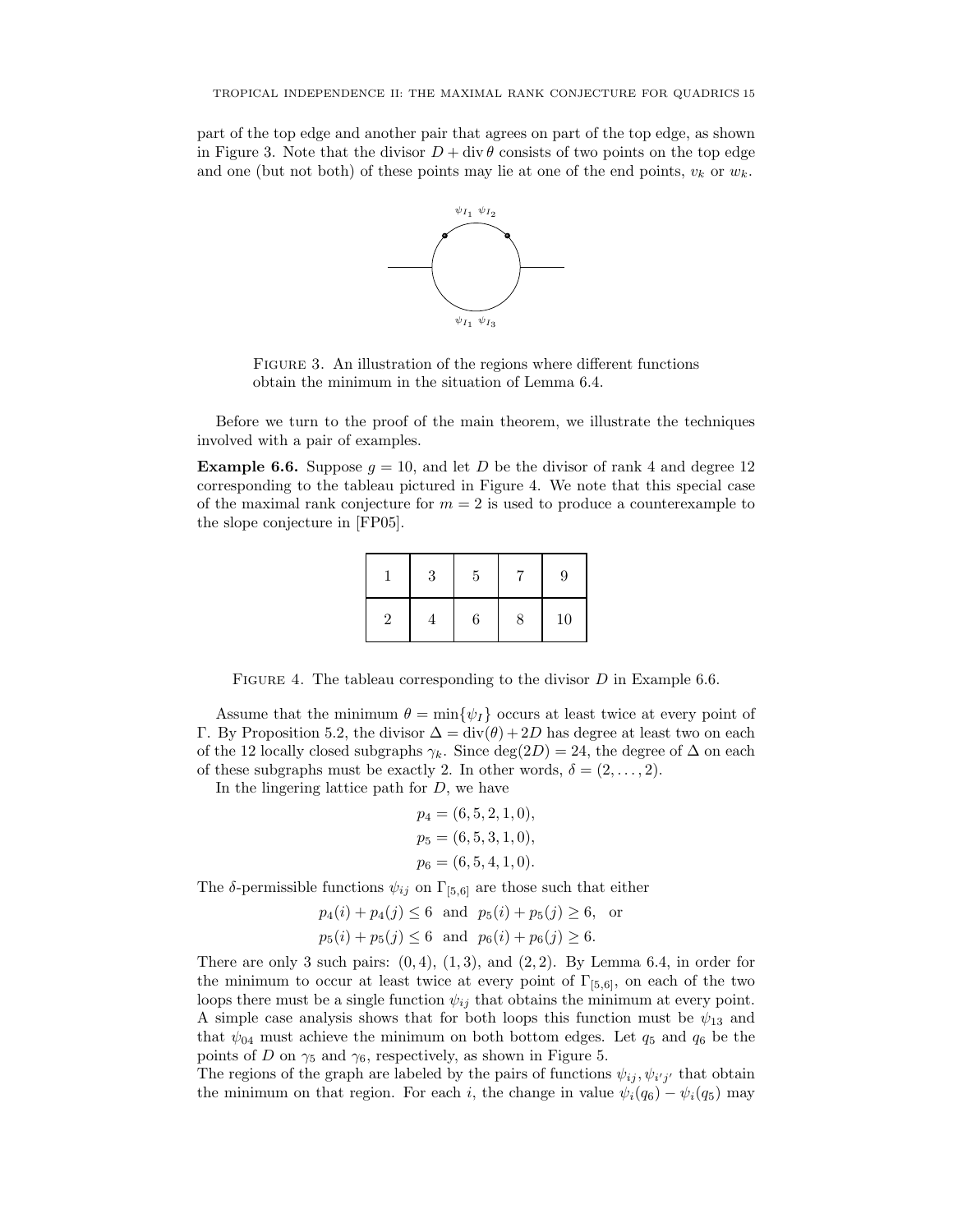part of the top edge and another pair that agrees on part of the top edge, as shown in Figure 3. Note that the divisor $D + \operatorname{div}\theta$ consists of two points on the top edge and one (but not both) of these points may lie at one of the end points, $v_k$ or $w_k$.

Figure 3. An illustration of the regions where different functions obtain the minimum in the situation of Lemma 6.4.

Before we turn to the proof of the main theorem, we illustrate the techniques involved with a pair of examples.

**Example 6.6.** Suppose $g = 10$, and let $D$ be the divisor of rank 4 and degree 12 corresponding to the tableau pictured in Figure 4. We note that this special case of the maximal rank conjecture for $m = 2$ is used to produce a counterexample to the slope conjecture in [FP05].

| 1 | 3 | 5 | 7 | 9 |
|---|---|---|---|---|
| 2 | 4 | 6 | 8 | 10 |

Figure 4. The tableau corresponding to the divisor $D$ in Example 6.6.

Assume that the minimum $\theta = \min\{\psi_I\}$ occurs at least twice at every point of $\Gamma$. By Proposition 5.2, the divisor $\Delta = \operatorname{div}(\theta) + 2D$ has degree at least two on each of the 12 locally closed subgraphs $\gamma_k$. Since $\deg(2D) = 24$, the degree of $\Delta$ on each of these subgraphs must be exactly 2. In other words, $\delta = (2, \ldots, 2)$.

In the lingering lattice path for $D$, we have

$$p_4 = (6, 5, 2, 1, 0),$$
$$p_5 = (6, 5, 3, 1, 0),$$
$$p_6 = (6, 5, 4, 1, 0).$$

The $\delta$-permissible functions $\psi_{ij}$ on $\Gamma_{[5,6]}$ are those such that either

$$p_4(i) + p_4(j) \leq 6 \text{ and } p_5(i) + p_5(j) \geq 6, \text{ or}$$
$$p_5(i) + p_5(j) \leq 6 \text{ and } p_6(i) + p_6(j) \geq 6.$$

There are only 3 such pairs: $(0, 4)$, $(1, 3)$, and $(2, 2)$. By Lemma 6.4, in order for the minimum to occur at least twice at every point of $\Gamma_{[5,6]}$, on each of the two loops there must be a single function $\psi_{ij}$ that obtains the minimum at every point. A simple case analysis shows that for both loops this function must be $\psi_{13}$ and that $\psi_{04}$ must achieve the minimum on both bottom edges. Let $q_5$ and $q_6$ be the points of $D$ on $\gamma_5$ and $\gamma_6$, respectively, as shown in Figure 5.

The regions of the graph are labeled by the pairs of functions $\psi_{ij}, \psi_{i'j'}$ that obtain the minimum on that region. For each $i$, the change in value $\psi_i(q_6) - \psi_i(q_5)$ may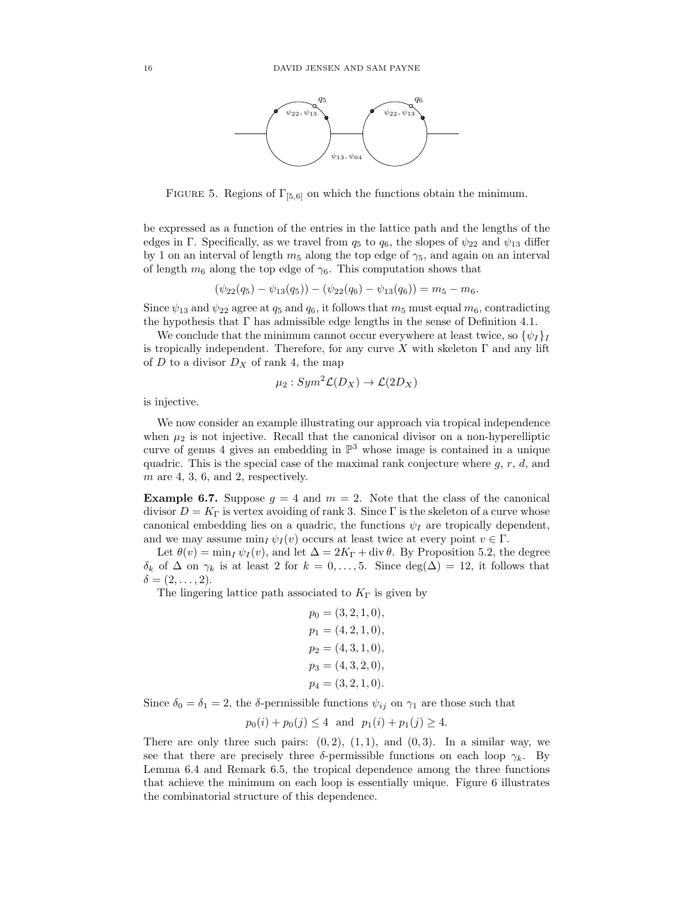FIGURE 5. Regions of $\Gamma_{[5,6]}$ on which the functions obtain the minimum.

be expressed as a function of the entries in the lattice path and the lengths of the edges in $\Gamma$. Specifically, as we travel from $q_5$ to $q_6$, the slopes of $\psi_{22}$ and $\psi_{13}$ differ by 1 on an interval of length $m_5$ along the top edge of $\gamma_5$, and again on an interval of length $m_6$ along the top edge of $\gamma_6$. This computation shows that

$$(\psi_{22}(q_5) - \psi_{13}(q_5)) - (\psi_{22}(q_6) - \psi_{13}(q_6)) = m_5 - m_6.$$

Since $\psi_{13}$ and $\psi_{22}$ agree at $q_5$ and $q_6$, it follows that $m_5$ must equal $m_6$, contradicting the hypothesis that $\Gamma$ has admissible edge lengths in the sense of Definition 4.1.

We conclude that the minimum cannot occur everywhere at least twice, so $\{\psi_I\}_I$ is tropically independent. Therefore, for any curve $X$ with skeleton $\Gamma$ and any lift of $D$ to a divisor $D_X$ of rank 4, the map

$$\mu_2 : Sym^2\mathcal{L}(D_X) \to \mathcal{L}(2D_X)$$

is injective.

We now consider an example illustrating our approach via tropical independence when $\mu_2$ is not injective. Recall that the canonical divisor on a non-hyperelliptic curve of genus 4 gives an embedding in $\mathbb{P}^3$ whose image is contained in a unique quadric. This is the special case of the maximal rank conjecture where $g$, $r$, $d$, and $m$ are 4, 3, 6, and 2, respectively.

**Example 6.7.** Suppose $g = 4$ and $m = 2$. Note that the class of the canonical divisor $D = K_\Gamma$ is vertex avoiding of rank 3. Since $\Gamma$ is the skeleton of a curve whose canonical embedding lies on a quadric, the functions $\psi_I$ are tropically dependent, and we may assume $\min_I \psi_I(v)$ occurs at least twice at every point $v \in \Gamma$.

Let $\theta(v) = \min_I \psi_I(v)$, and let $\Delta = 2K_\Gamma + \operatorname{div}\theta$. By Proposition 5.2, the degree $\delta_k$ of $\Delta$ on $\gamma_k$ is at least 2 for $k = 0, \ldots, 5$. Since $\deg(\Delta) = 12$, it follows that $\delta = (2, \ldots, 2)$.

The lingering lattice path associated to $K_\Gamma$ is given by

$$\begin{aligned}
p_0 &= (3, 2, 1, 0),\\
p_1 &= (4, 2, 1, 0),\\
p_2 &= (4, 3, 1, 0),\\
p_3 &= (4, 3, 2, 0),\\
p_4 &= (3, 2, 1, 0).
\end{aligned}$$

Since $\delta_0 = \delta_1 = 2$, the $\delta$-permissible functions $\psi_{ij}$ on $\gamma_1$ are those such that

$$p_0(i) + p_0(j) \leq 4 \ \text{ and } \ p_1(i) + p_1(j) \geq 4.$$

There are only three such pairs: $(0, 2)$, $(1, 1)$, and $(0, 3)$. In a similar way, we see that there are precisely three $\delta$-permissible functions on each loop $\gamma_k$. By Lemma 6.4 and Remark 6.5, the tropical dependence among the three functions that achieve the minimum on each loop is essentially unique. Figure 6 illustrates the combinatorial structure of this dependence.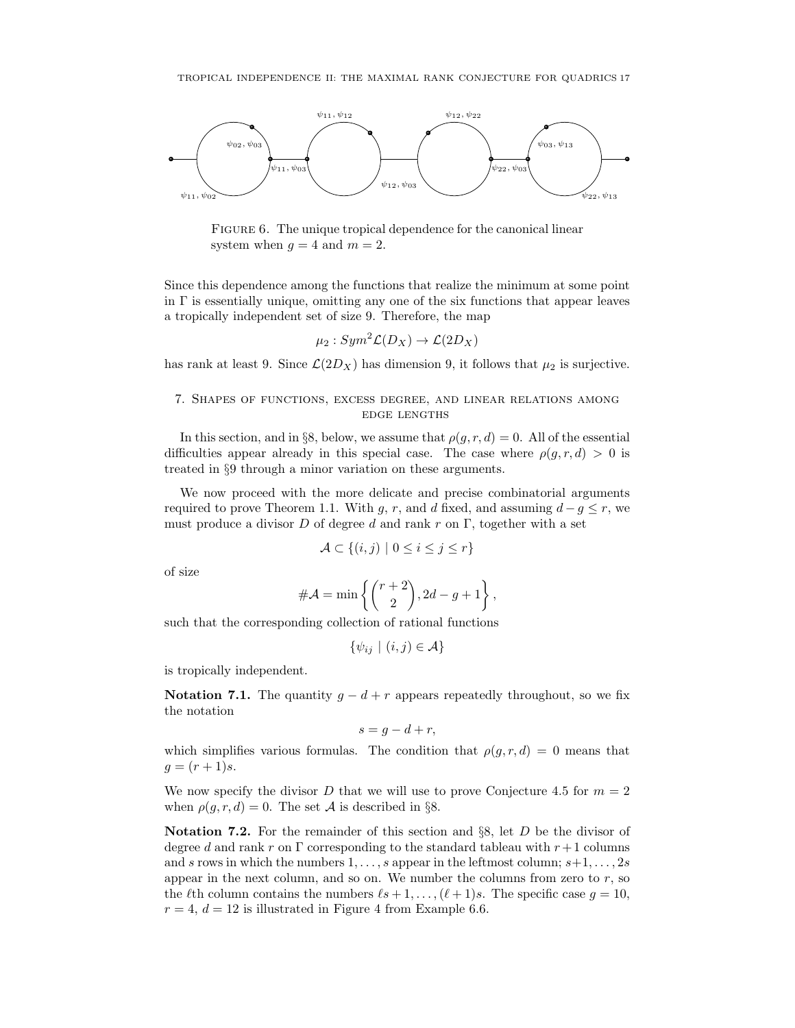Figure 6. The unique tropical dependence for the canonical linear system when $g = 4$ and $m = 2$.

Since this dependence among the functions that realize the minimum at some point in $\Gamma$ is essentially unique, omitting any one of the six functions that appear leaves a tropically independent set of size 9. Therefore, the map

$$\mu_2 : Sym^2\mathcal{L}(D_X) \to \mathcal{L}(2D_X)$$

has rank at least 9. Since $\mathcal{L}(2D_X)$ has dimension 9, it follows that $\mu_2$ is surjective.

## 7. Shapes of functions, excess degree, and linear relations among edge lengths

In this section, and in §8, below, we assume that $\rho(g, r, d) = 0$. All of the essential difficulties appear already in this special case. The case where $\rho(g, r, d) > 0$ is treated in §9 through a minor variation on these arguments.

We now proceed with the more delicate and precise combinatorial arguments required to prove Theorem 1.1. With $g$, $r$, and $d$ fixed, and assuming $d - g \leq r$, we must produce a divisor $D$ of degree $d$ and rank $r$ on $\Gamma$, together with a set

$$\mathcal{A} \subset \{(i, j) \mid 0 \leq i \leq j \leq r\}$$

of size

$$\#\mathcal{A} = \min\left\{\binom{r+2}{2}, 2d - g + 1\right\},$$

such that the corresponding collection of rational functions

$$\{\psi_{ij} \mid (i, j) \in \mathcal{A}\}$$

is tropically independent.

**Notation 7.1.** The quantity $g - d + r$ appears repeatedly throughout, so we fix the notation

$$s = g - d + r,$$

which simplifies various formulas. The condition that $\rho(g, r, d) = 0$ means that $g = (r + 1)s$.

We now specify the divisor $D$ that we will use to prove Conjecture 4.5 for $m = 2$ when $\rho(g, r, d) = 0$. The set $\mathcal{A}$ is described in §8.

**Notation 7.2.** For the remainder of this section and §8, let $D$ be the divisor of degree $d$ and rank $r$ on $\Gamma$ corresponding to the standard tableau with $r+1$ columns and $s$ rows in which the numbers $1, \ldots, s$ appear in the leftmost column; $s+1, \ldots, 2s$ appear in the next column, and so on. We number the columns from zero to $r$, so the $\ell$th column contains the numbers $\ell s + 1, \ldots, (\ell + 1)s$. The specific case $g = 10$, $r = 4$, $d = 12$ is illustrated in Figure 4 from Example 6.6.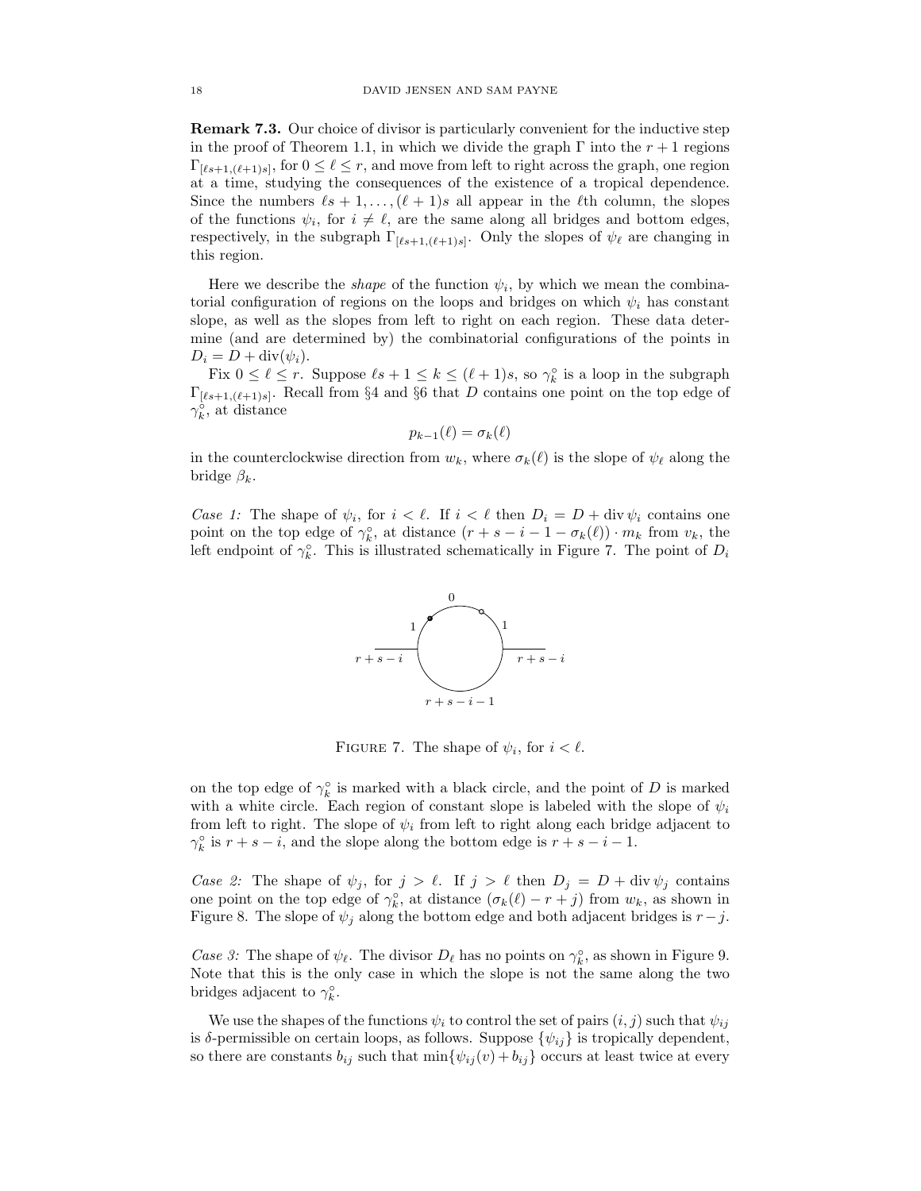**Remark 7.3.** Our choice of divisor is particularly convenient for the inductive step in the proof of Theorem 1.1, in which we divide the graph $\Gamma$ into the $r+1$ regions $\Gamma_{[\ell s+1,(\ell+1)s]}$, for $0 \leq \ell \leq r$, and move from left to right across the graph, one region at a time, studying the consequences of the existence of a tropical dependence. Since the numbers $\ell s+1, \ldots, (\ell+1)s$ all appear in the $\ell$th column, the slopes of the functions $\psi_i$, for $i \neq \ell$, are the same along all bridges and bottom edges, respectively, in the subgraph $\Gamma_{[\ell s+1,(\ell+1)s]}$. Only the slopes of $\psi_\ell$ are changing in this region.

Here we describe the *shape* of the function $\psi_i$, by which we mean the combinatorial configuration of regions on the loops and bridges on which $\psi_i$ has constant slope, as well as the slopes from left to right on each region. These data determine (and are determined by) the combinatorial configurations of the points in $D_i = D + \mathrm{div}(\psi_i)$.

Fix $0 \leq \ell \leq r$. Suppose $\ell s + 1 \leq k \leq (\ell+1)s$, so $\gamma_k^\circ$ is a loop in the subgraph $\Gamma_{[\ell s+1,(\ell+1)s]}$. Recall from §4 and §6 that $D$ contains one point on the top edge of $\gamma_k^\circ$, at distance

$$p_{k-1}(\ell) = \sigma_k(\ell)$$

in the counterclockwise direction from $w_k$, where $\sigma_k(\ell)$ is the slope of $\psi_\ell$ along the bridge $\beta_k$.

*Case 1:* The shape of $\psi_i$, for $i < \ell$. If $i < \ell$ then $D_i = D + \mathrm{div}\,\psi_i$ contains one point on the top edge of $\gamma_k^\circ$, at distance $(r+s-i-1-\sigma_k(\ell)) \cdot m_k$ from $v_k$, the left endpoint of $\gamma_k^\circ$. This is illustrated schematically in Figure 7. The point of $D_i$

FIGURE 7. The shape of $\psi_i$, for $i < \ell$.

on the top edge of $\gamma_k^\circ$ is marked with a black circle, and the point of $D$ is marked with a white circle. Each region of constant slope is labeled with the slope of $\psi_i$ from left to right. The slope of $\psi_i$ from left to right along each bridge adjacent to $\gamma_k^\circ$ is $r+s-i$, and the slope along the bottom edge is $r+s-i-1$.

*Case 2:* The shape of $\psi_j$, for $j > \ell$. If $j > \ell$ then $D_j = D + \mathrm{div}\,\psi_j$ contains one point on the top edge of $\gamma_k^\circ$, at distance $(\sigma_k(\ell) - r + j)$ from $w_k$, as shown in Figure 8. The slope of $\psi_j$ along the bottom edge and both adjacent bridges is $r-j$.

*Case 3:* The shape of $\psi_\ell$. The divisor $D_\ell$ has no points on $\gamma_k^\circ$, as shown in Figure 9. Note that this is the only case in which the slope is not the same along the two bridges adjacent to $\gamma_k^\circ$.

We use the shapes of the functions $\psi_i$ to control the set of pairs $(i,j)$ such that $\psi_{ij}$ is $\delta$-permissible on certain loops, as follows. Suppose $\{\psi_{ij}\}$ is tropically dependent, so there are constants $b_{ij}$ such that $\min\{\psi_{ij}(v) + b_{ij}\}$ occurs at least twice at every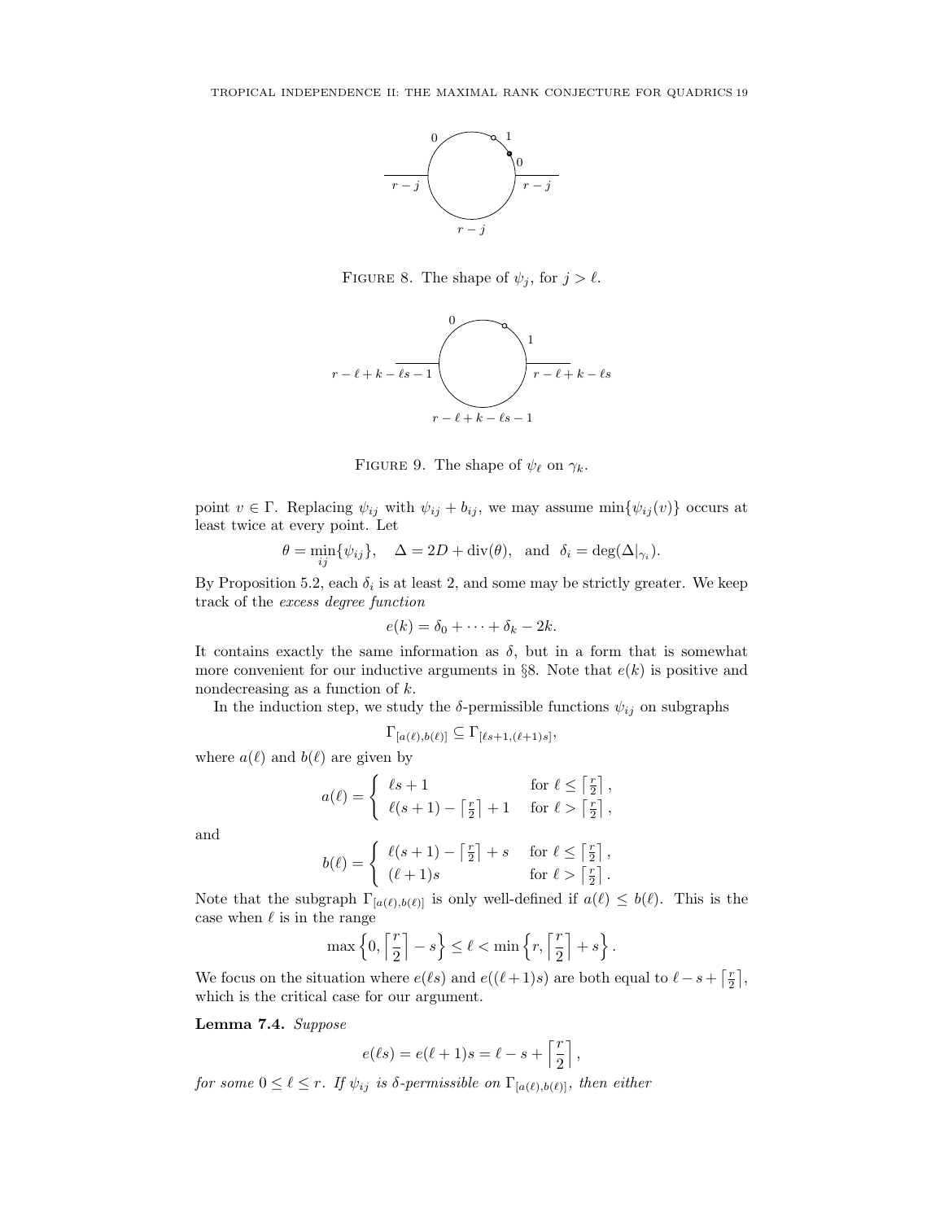FIGURE 8. The shape of $\psi_j$, for $j > \ell$.

FIGURE 9. The shape of $\psi_\ell$ on $\gamma_k$.

point $v \in \Gamma$. Replacing $\psi_{ij}$ with $\psi_{ij} + b_{ij}$, we may assume $\min\{\psi_{ij}(v)\}$ occurs at least twice at every point. Let

$$\theta = \min_{ij}\{\psi_{ij}\}, \quad \Delta = 2D + \operatorname{div}(\theta), \quad \text{and} \quad \delta_i = \deg(\Delta|_{\gamma_i}).$$

By Proposition 5.2, each $\delta_i$ is at least 2, and some may be strictly greater. We keep track of the *excess degree function*

$$e(k) = \delta_0 + \cdots + \delta_k - 2k.$$

It contains exactly the same information as $\delta$, but in a form that is somewhat more convenient for our inductive arguments in §8. Note that $e(k)$ is positive and nondecreasing as a function of $k$.

In the induction step, we study the $\delta$-permissible functions $\psi_{ij}$ on subgraphs

$$\Gamma_{[a(\ell),b(\ell)]} \subseteq \Gamma_{[\ell s+1,(\ell+1)s]},$$

where $a(\ell)$ and $b(\ell)$ are given by

$$a(\ell) = \begin{cases} \ell s + 1 & \text{for } \ell \leq \left\lceil \frac{r}{2} \right\rceil, \\ \ell(s+1) - \left\lceil \frac{r}{2} \right\rceil + 1 & \text{for } \ell > \left\lceil \frac{r}{2} \right\rceil, \end{cases}$$

and

$$b(\ell) = \begin{cases} \ell(s+1) - \left\lceil \frac{r}{2} \right\rceil + s & \text{for } \ell \leq \left\lceil \frac{r}{2} \right\rceil, \\ (\ell+1)s & \text{for } \ell > \left\lceil \frac{r}{2} \right\rceil. \end{cases}$$

Note that the subgraph $\Gamma_{[a(\ell),b(\ell)]}$ is only well-defined if $a(\ell) \leq b(\ell)$. This is the case when $\ell$ is in the range

$$\max\left\{0, \left\lceil \frac{r}{2} \right\rceil - s\right\} \leq \ell < \min\left\{r, \left\lceil \frac{r}{2} \right\rceil + s\right\}.$$

We focus on the situation where $e(\ell s)$ and $e((\ell+1)s)$ are both equal to $\ell - s + \left\lceil \frac{r}{2} \right\rceil$, which is the critical case for our argument.

**Lemma 7.4.** *Suppose*

$$e(\ell s) = e(\ell + 1)s = \ell - s + \left\lceil \frac{r}{2} \right\rceil,$$

*for some $0 \leq \ell \leq r$. If $\psi_{ij}$ is $\delta$-permissible on $\Gamma_{[a(\ell),b(\ell)]}$, then either*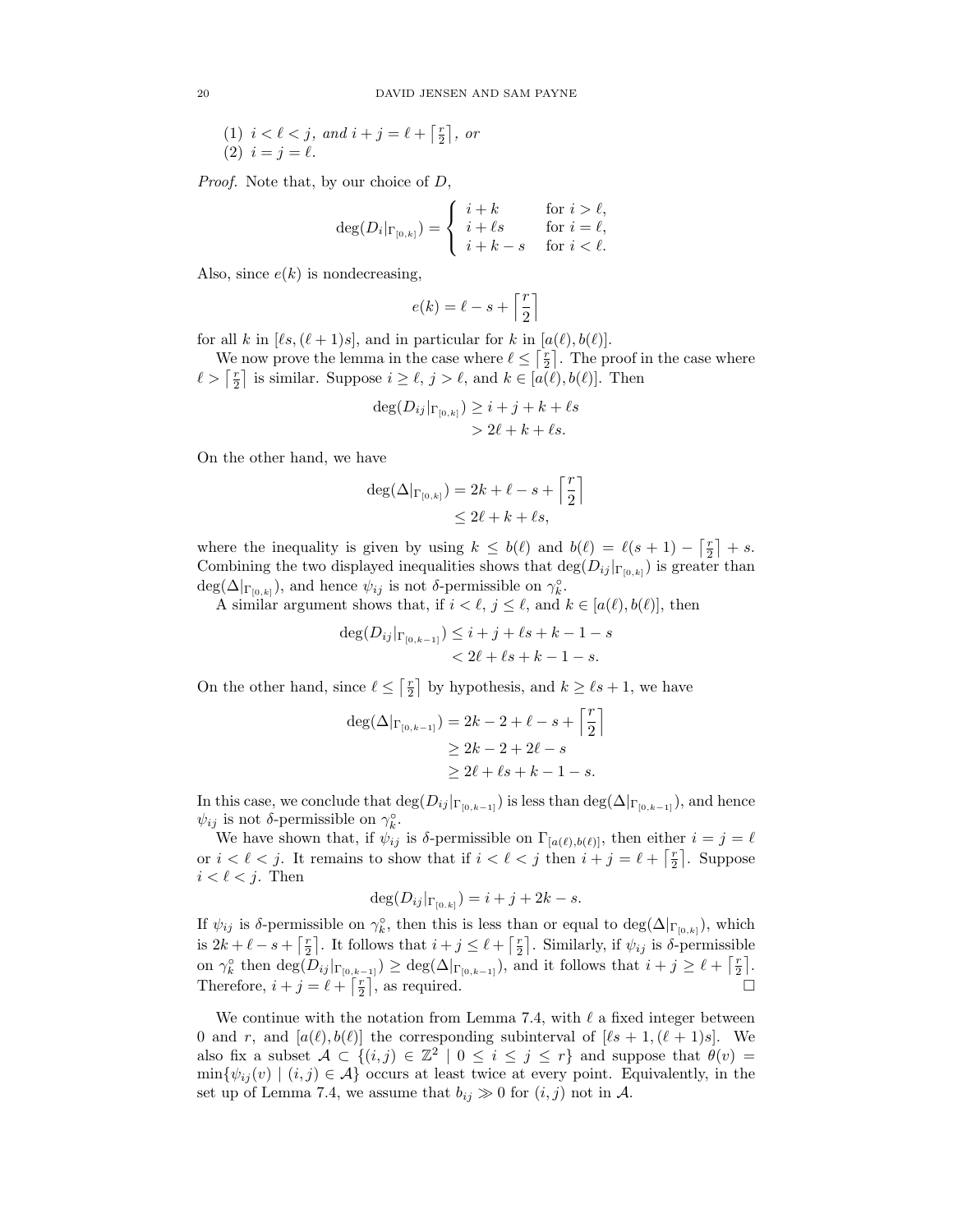(1) $i < \ell < j$, *and* $i + j = \ell + \left\lceil \frac{r}{2} \right\rceil$, *or*
(2) $i = j = \ell$.

*Proof.* Note that, by our choice of $D$,

$$\deg(D_i|_{\Gamma_{[0,k]}}) = \begin{cases} i + k & \text{for } i > \ell, \\ i + \ell s & \text{for } i = \ell, \\ i + k - s & \text{for } i < \ell. \end{cases}$$

Also, since $e(k)$ is nondecreasing,

$$e(k) = \ell - s + \left\lceil \frac{r}{2} \right\rceil$$

for all $k$ in $[\ell s, (\ell+1)s]$, and in particular for $k$ in $[a(\ell), b(\ell)]$.

We now prove the lemma in the case where $\ell \leq \left\lceil \frac{r}{2} \right\rceil$. The proof in the case where $\ell > \left\lceil \frac{r}{2} \right\rceil$ is similar. Suppose $i \geq \ell$, $j > \ell$, and $k \in [a(\ell), b(\ell)]$. Then

$$\begin{aligned} \deg(D_{ij}|_{\Gamma_{[0,k]}}) &\geq i + j + k + \ell s \\ &> 2\ell + k + \ell s. \end{aligned}$$

On the other hand, we have

$$\begin{aligned} \deg(\Delta|_{\Gamma_{[0,k]}}) &= 2k + \ell - s + \left\lceil \frac{r}{2} \right\rceil \\ &\leq 2\ell + k + \ell s, \end{aligned}$$

where the inequality is given by using $k \leq b(\ell)$ and $b(\ell) = \ell(s+1) - \left\lceil \frac{r}{2} \right\rceil + s$. Combining the two displayed inequalities shows that $\deg(D_{ij}|_{\Gamma_{[0,k]}})$ is greater than $\deg(\Delta|_{\Gamma_{[0,k]}})$, and hence $\psi_{ij}$ is not $\delta$-permissible on $\gamma_k^\circ$.

A similar argument shows that, if $i < \ell$, $j \leq \ell$, and $k \in [a(\ell), b(\ell)]$, then

$$\begin{aligned} \deg(D_{ij}|_{\Gamma_{[0,k-1]}}) &\leq i + j + \ell s + k - 1 - s \\ &< 2\ell + \ell s + k - 1 - s. \end{aligned}$$

On the other hand, since $\ell \leq \left\lceil \frac{r}{2} \right\rceil$ by hypothesis, and $k \geq \ell s + 1$, we have

$$\begin{aligned} \deg(\Delta|_{\Gamma_{[0,k-1]}}) &= 2k - 2 + \ell - s + \left\lceil \frac{r}{2} \right\rceil \\ &\geq 2k - 2 + 2\ell - s \\ &\geq 2\ell + \ell s + k - 1 - s. \end{aligned}$$

In this case, we conclude that $\deg(D_{ij}|_{\Gamma_{[0,k-1]}})$ is less than $\deg(\Delta|_{\Gamma_{[0,k-1]}})$, and hence $\psi_{ij}$ is not $\delta$-permissible on $\gamma_k^\circ$.

We have shown that, if $\psi_{ij}$ is $\delta$-permissible on $\Gamma_{[a(\ell),b(\ell)]}$, then either $i = j = \ell$ or $i < \ell < j$. It remains to show that if $i < \ell < j$ then $i + j = \ell + \left\lceil \frac{r}{2} \right\rceil$. Suppose $i < \ell < j$. Then

$$\deg(D_{ij}|_{\Gamma_{[0,k]}}) = i + j + 2k - s.$$

If $\psi_{ij}$ is $\delta$-permissible on $\gamma_k^\circ$, then this is less than or equal to $\deg(\Delta|_{\Gamma_{[0,k]}})$, which is $2k + \ell - s + \left\lceil \frac{r}{2} \right\rceil$. It follows that $i + j \leq \ell + \left\lceil \frac{r}{2} \right\rceil$. Similarly, if $\psi_{ij}$ is $\delta$-permissible on $\gamma_k^\circ$ then $\deg(D_{ij}|_{\Gamma_{[0,k-1]}}) \geq \deg(\Delta|_{\Gamma_{[0,k-1]}})$, and it follows that $i + j \geq \ell + \left\lceil \frac{r}{2} \right\rceil$. Therefore, $i + j = \ell + \left\lceil \frac{r}{2} \right\rceil$, as required. $\square$

We continue with the notation from Lemma 7.4, with $\ell$ a fixed integer between 0 and $r$, and $[a(\ell), b(\ell)]$ the corresponding subinterval of $[\ell s + 1, (\ell+1)s]$. We also fix a subset $\mathcal{A} \subset \{(i,j) \in \mathbb{Z}^2 \mid 0 \leq i \leq j \leq r\}$ and suppose that $\theta(v) = \min\{\psi_{ij}(v) \mid (i,j) \in \mathcal{A}\}$ occurs at least twice at every point. Equivalently, in the set up of Lemma 7.4, we assume that $b_{ij} \gg 0$ for $(i,j)$ not in $\mathcal{A}$.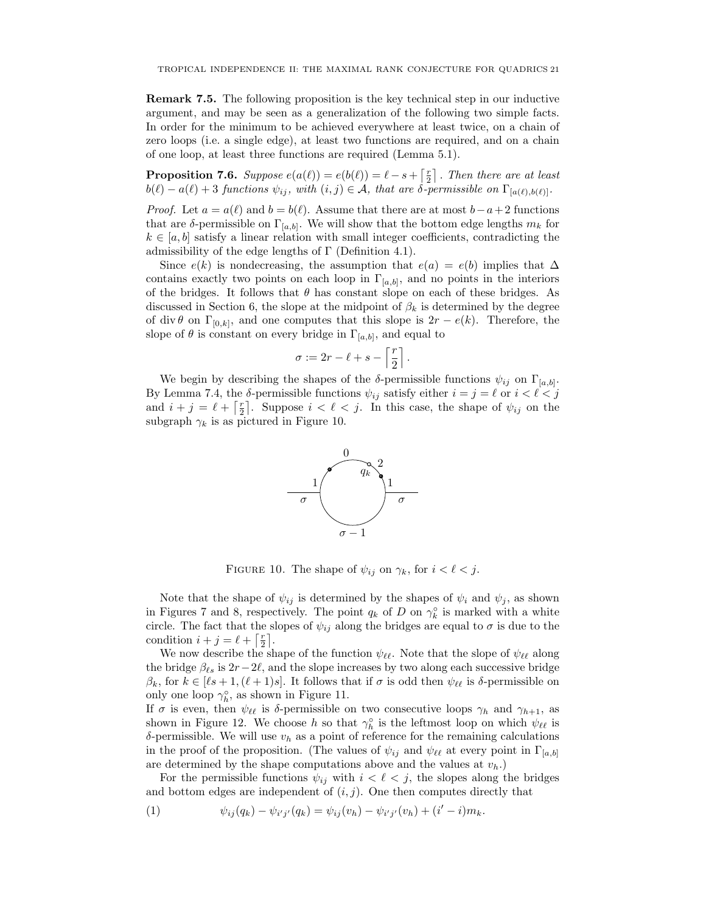**Remark 7.5.** The following proposition is the key technical step in our inductive argument, and may be seen as a generalization of the following two simple facts. In order for the minimum to be achieved everywhere at least twice, on a chain of zero loops (i.e. a single edge), at least two functions are required, and on a chain of one loop, at least three functions are required (Lemma 5.1).

**Proposition 7.6.** *Suppose $e(a(\ell)) = e(b(\ell)) = \ell - s + \left\lceil \frac{r}{2} \right\rceil$. Then there are at least $b(\ell) - a(\ell) + 3$ functions $\psi_{ij}$, with $(i,j) \in \mathcal{A}$, that are $\delta$-permissible on $\Gamma_{[a(\ell),b(\ell)]}$.*

*Proof.* Let $a = a(\ell)$ and $b = b(\ell)$. Assume that there are at most $b-a+2$ functions that are $\delta$-permissible on $\Gamma_{[a,b]}$. We will show that the bottom edge lengths $m_k$ for $k \in [a,b]$ satisfy a linear relation with small integer coefficients, contradicting the admissibility of the edge lengths of $\Gamma$ (Definition 4.1).

Since $e(k)$ is nondecreasing, the assumption that $e(a) = e(b)$ implies that $\Delta$ contains exactly two points on each loop in $\Gamma_{[a,b]}$, and no points in the interiors of the bridges. It follows that $\theta$ has constant slope on each of these bridges. As discussed in Section 6, the slope at the midpoint of $\beta_k$ is determined by the degree of $\operatorname{div}\theta$ on $\Gamma_{[0,k]}$, and one computes that this slope is $2r - e(k)$. Therefore, the slope of $\theta$ is constant on every bridge in $\Gamma_{[a,b]}$, and equal to

$$\sigma := 2r - \ell + s - \left\lceil \frac{r}{2} \right\rceil .$$

We begin by describing the shapes of the $\delta$-permissible functions $\psi_{ij}$ on $\Gamma_{[a,b]}$. By Lemma 7.4, the $\delta$-permissible functions $\psi_{ij}$ satisfy either $i = j = \ell$ or $i < \ell < j$ and $i + j = \ell + \left\lceil \frac{r}{2} \right\rceil$. Suppose $i < \ell < j$. In this case, the shape of $\psi_{ij}$ on the subgraph $\gamma_k$ is as pictured in Figure 10.

FIGURE 10. The shape of $\psi_{ij}$ on $\gamma_k$, for $i < \ell < j$.

Note that the shape of $\psi_{ij}$ is determined by the shapes of $\psi_i$ and $\psi_j$, as shown in Figures 7 and 8, respectively. The point $q_k$ of $D$ on $\gamma_k^\circ$ is marked with a white circle. The fact that the slopes of $\psi_{ij}$ along the bridges are equal to $\sigma$ is due to the condition $i + j = \ell + \left\lceil \frac{r}{2} \right\rceil$.

We now describe the shape of the function $\psi_{\ell\ell}$. Note that the slope of $\psi_{\ell\ell}$ along the bridge $\beta_{\ell s}$ is $2r - 2\ell$, and the slope increases by two along each successive bridge $\beta_k$, for $k \in [\ell s + 1, (\ell+1)s]$. It follows that if $\sigma$ is odd then $\psi_{\ell\ell}$ is $\delta$-permissible on only one loop $\gamma_h^\circ$, as shown in Figure 11.

If $\sigma$ is even, then $\psi_{\ell\ell}$ is $\delta$-permissible on two consecutive loops $\gamma_h$ and $\gamma_{h+1}$, as shown in Figure 12. We choose $h$ so that $\gamma_h^\circ$ is the leftmost loop on which $\psi_{\ell\ell}$ is $\delta$-permissible. We will use $v_h$ as a point of reference for the remaining calculations in the proof of the proposition. (The values of $\psi_{ij}$ and $\psi_{\ell\ell}$ at every point in $\Gamma_{[a,b]}$ are determined by the shape computations above and the values at $v_h$.)

For the permissible functions $\psi_{ij}$ with $i < \ell < j$, the slopes along the bridges and bottom edges are independent of $(i,j)$. One then computes directly that

$$\psi_{ij}(q_k) - \psi_{i'j'}(q_k) = \psi_{ij}(v_h) - \psi_{i'j'}(v_h) + (i' - i)m_k. \tag{1}$$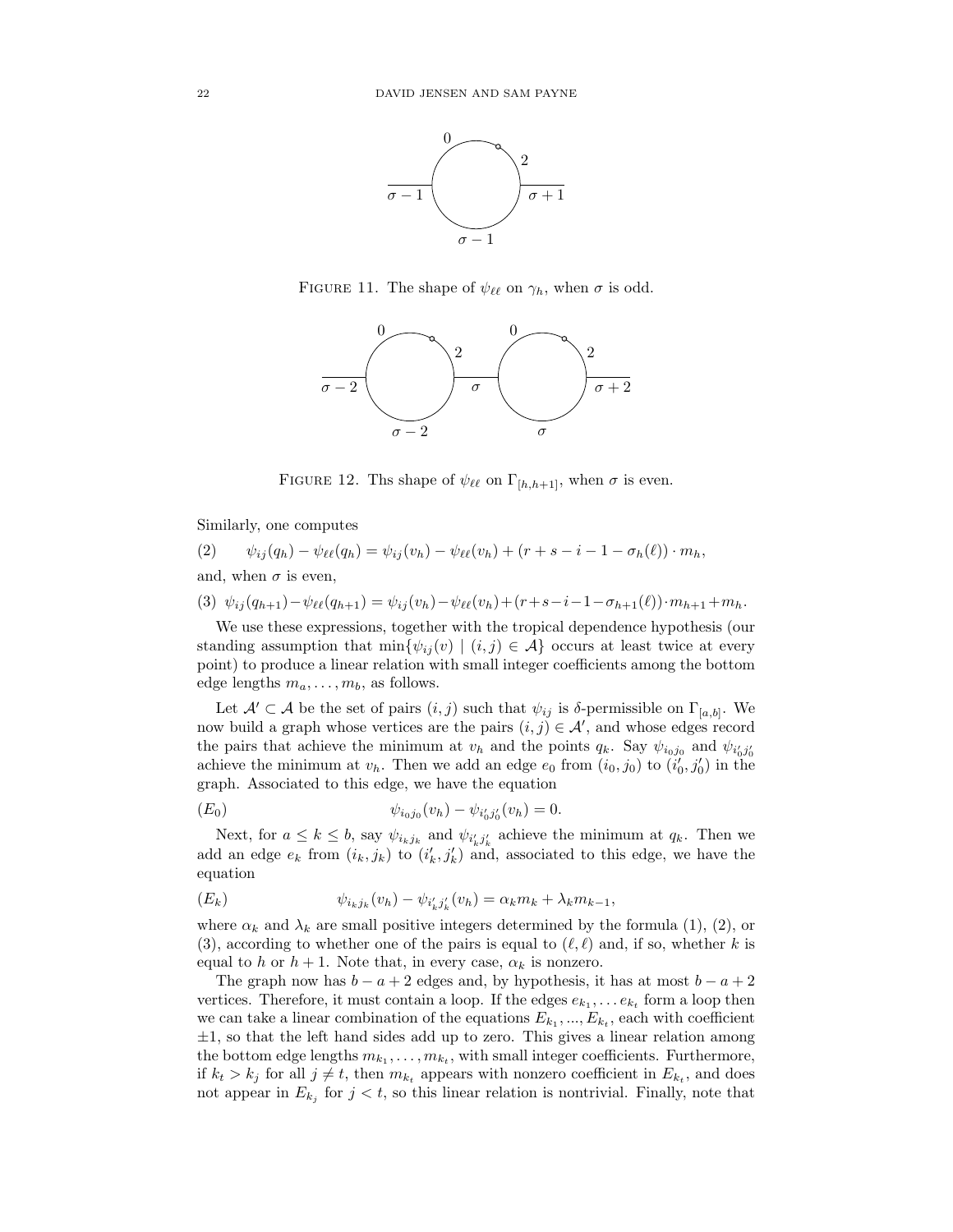FIGURE 11. The shape of $\psi_{\ell\ell}$ on $\gamma_h$, when $\sigma$ is odd.

FIGURE 12. Ths shape of $\psi_{\ell\ell}$ on $\Gamma_{[h,h+1]}$, when $\sigma$ is even.

Similarly, one computes

$$\psi_{ij}(q_h) - \psi_{\ell\ell}(q_h) = \psi_{ij}(v_h) - \psi_{\ell\ell}(v_h) + (r + s - i - 1 - \sigma_h(\ell)) \cdot m_h, \tag{2}$$

and, when $\sigma$ is even,

$$\psi_{ij}(q_{h+1}) - \psi_{\ell\ell}(q_{h+1}) = \psi_{ij}(v_h) - \psi_{\ell\ell}(v_h) + (r+s-i-1-\sigma_{h+1}(\ell)) \cdot m_{h+1} + m_h. \tag{3}$$

We use these expressions, together with the tropical dependence hypothesis (our standing assumption that $\min\{\psi_{ij}(v) \mid (i,j) \in \mathcal{A}\}$ occurs at least twice at every point) to produce a linear relation with small integer coefficients among the bottom edge lengths $m_a, \ldots, m_b$, as follows.

Let $\mathcal{A}' \subset \mathcal{A}$ be the set of pairs $(i,j)$ such that $\psi_{ij}$ is $\delta$-permissible on $\Gamma_{[a,b]}$. We now build a graph whose vertices are the pairs $(i,j) \in \mathcal{A}'$, and whose edges record the pairs that achieve the minimum at $v_h$ and the points $q_k$. Say $\psi_{i_0 j_0}$ and $\psi_{i'_0 j'_0}$ achieve the minimum at $v_h$. Then we add an edge $e_0$ from $(i_0, j_0)$ to $(i'_0, j'_0)$ in the graph. Associated to this edge, we have the equation

$$\psi_{i_0 j_0}(v_h) - \psi_{i'_0 j'_0}(v_h) = 0. \tag{$E_0$}$$

Next, for $a \leq k \leq b$, say $\psi_{i_k j_k}$ and $\psi_{i'_k j'_k}$ achieve the minimum at $q_k$. Then we add an edge $e_k$ from $(i_k, j_k)$ to $(i'_k, j'_k)$ and, associated to this edge, we have the equation

$$\psi_{i_k j_k}(v_h) - \psi_{i'_k j'_k}(v_h) = \alpha_k m_k + \lambda_k m_{k-1}, \tag{$E_k$}$$

where $\alpha_k$ and $\lambda_k$ are small positive integers determined by the formula (1), (2), or (3), according to whether one of the pairs is equal to $(\ell, \ell)$ and, if so, whether $k$ is equal to $h$ or $h+1$. Note that, in every case, $\alpha_k$ is nonzero.

The graph now has $b - a + 2$ edges and, by hypothesis, it has at most $b - a + 2$ vertices. Therefore, it must contain a loop. If the edges $e_{k_1}, \ldots e_{k_t}$ form a loop then we can take a linear combination of the equations $E_{k_1}, \ldots, E_{k_t}$, each with coefficient $\pm 1$, so that the left hand sides add up to zero. This gives a linear relation among the bottom edge lengths $m_{k_1}, \ldots, m_{k_t}$, with small integer coefficients. Furthermore, if $k_t > k_j$ for all $j \neq t$, then $m_{k_t}$ appears with nonzero coefficient in $E_{k_t}$, and does not appear in $E_{k_j}$ for $j < t$, so this linear relation is nontrivial. Finally, note that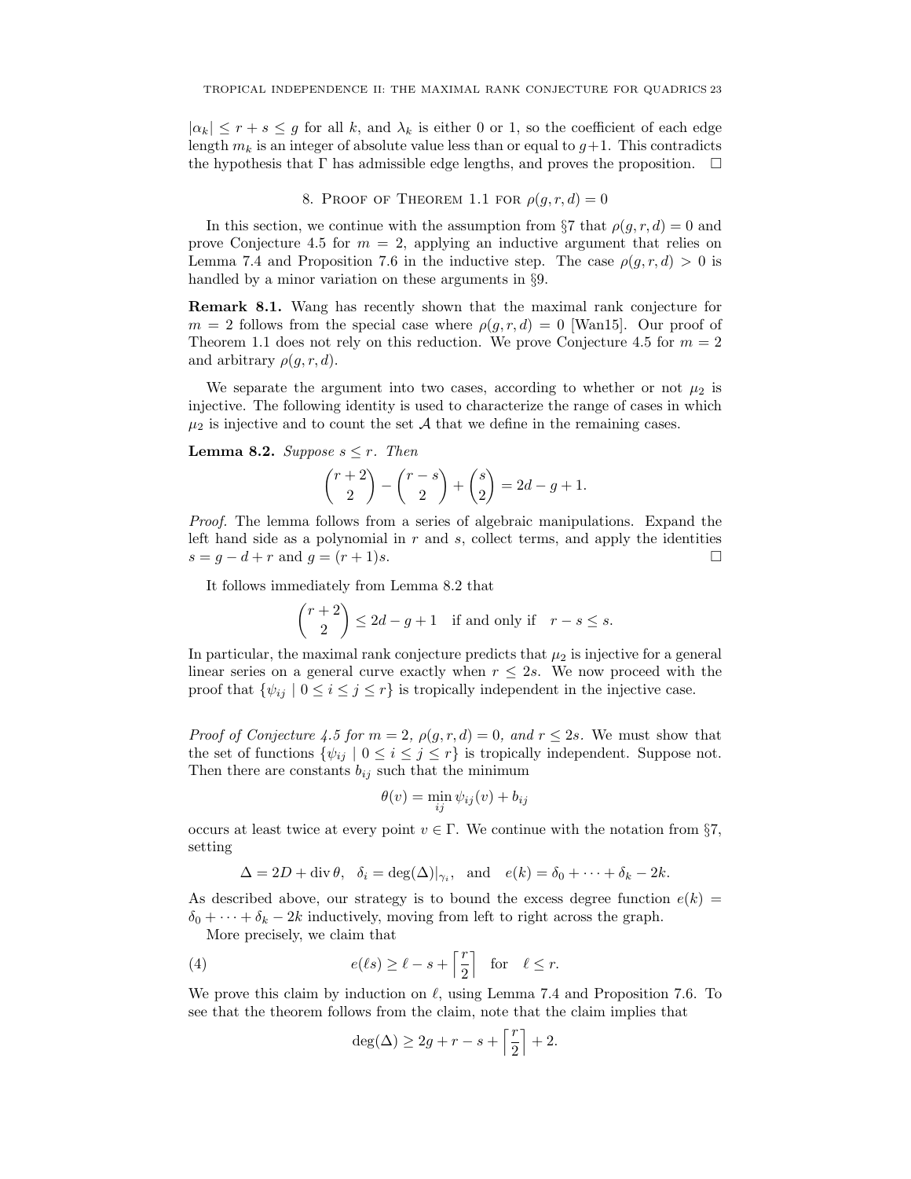$|\alpha_k| \leq r + s \leq g$ for all $k$, and $\lambda_k$ is either 0 or 1, so the coefficient of each edge length $m_k$ is an integer of absolute value less than or equal to $g+1$. This contradicts the hypothesis that $\Gamma$ has admissible edge lengths, and proves the proposition. $\square$

## 8. Proof of Theorem 1.1 for $\rho(g, r, d) = 0$

In this section, we continue with the assumption from §7 that $\rho(g, r, d) = 0$ and prove Conjecture 4.5 for $m = 2$, applying an inductive argument that relies on Lemma 7.4 and Proposition 7.6 in the inductive step. The case $\rho(g, r, d) > 0$ is handled by a minor variation on these arguments in §9.

**Remark 8.1.** Wang has recently shown that the maximal rank conjecture for $m = 2$ follows from the special case where $\rho(g, r, d) = 0$ [Wan15]. Our proof of Theorem 1.1 does not rely on this reduction. We prove Conjecture 4.5 for $m = 2$ and arbitrary $\rho(g, r, d)$.

We separate the argument into two cases, according to whether or not $\mu_2$ is injective. The following identity is used to characterize the range of cases in which $\mu_2$ is injective and to count the set $\mathcal{A}$ that we define in the remaining cases.

**Lemma 8.2.** *Suppose $s \leq r$. Then*

$$\binom{r+2}{2} - \binom{r-s}{2} + \binom{s}{2} = 2d - g + 1.$$

*Proof.* The lemma follows from a series of algebraic manipulations. Expand the left hand side as a polynomial in $r$ and $s$, collect terms, and apply the identities $s = g - d + r$ and $g = (r+1)s$. $\square$

It follows immediately from Lemma 8.2 that

$$\binom{r+2}{2} \leq 2d - g + 1 \quad \text{if and only if} \quad r - s \leq s.$$

In particular, the maximal rank conjecture predicts that $\mu_2$ is injective for a general linear series on a general curve exactly when $r \leq 2s$. We now proceed with the proof that $\{\psi_{ij} \mid 0 \leq i \leq j \leq r\}$ is tropically independent in the injective case.

*Proof of Conjecture 4.5 for $m = 2$, $\rho(g, r, d) = 0$, and $r \leq 2s$.* We must show that the set of functions $\{\psi_{ij} \mid 0 \leq i \leq j \leq r\}$ is tropically independent. Suppose not. Then there are constants $b_{ij}$ such that the minimum

$$\theta(v) = \min_{ij} \psi_{ij}(v) + b_{ij}$$

occurs at least twice at every point $v \in \Gamma$. We continue with the notation from §7, setting

$$\Delta = 2D + \operatorname{div} \theta, \quad \delta_i = \deg(\Delta)|_{\gamma_i}, \quad \text{and} \quad e(k) = \delta_0 + \cdots + \delta_k - 2k.$$

As described above, our strategy is to bound the excess degree function $e(k) = \delta_0 + \cdots + \delta_k - 2k$ inductively, moving from left to right across the graph.

More precisely, we claim that

$$e(\ell s) \geq \ell - s + \left\lceil \frac{r}{2} \right\rceil \quad \text{for} \quad \ell \leq r. \tag{4}$$

We prove this claim by induction on $\ell$, using Lemma 7.4 and Proposition 7.6. To see that the theorem follows from the claim, note that the claim implies that

$$\deg(\Delta) \geq 2g + r - s + \left\lceil \frac{r}{2} \right\rceil + 2.$$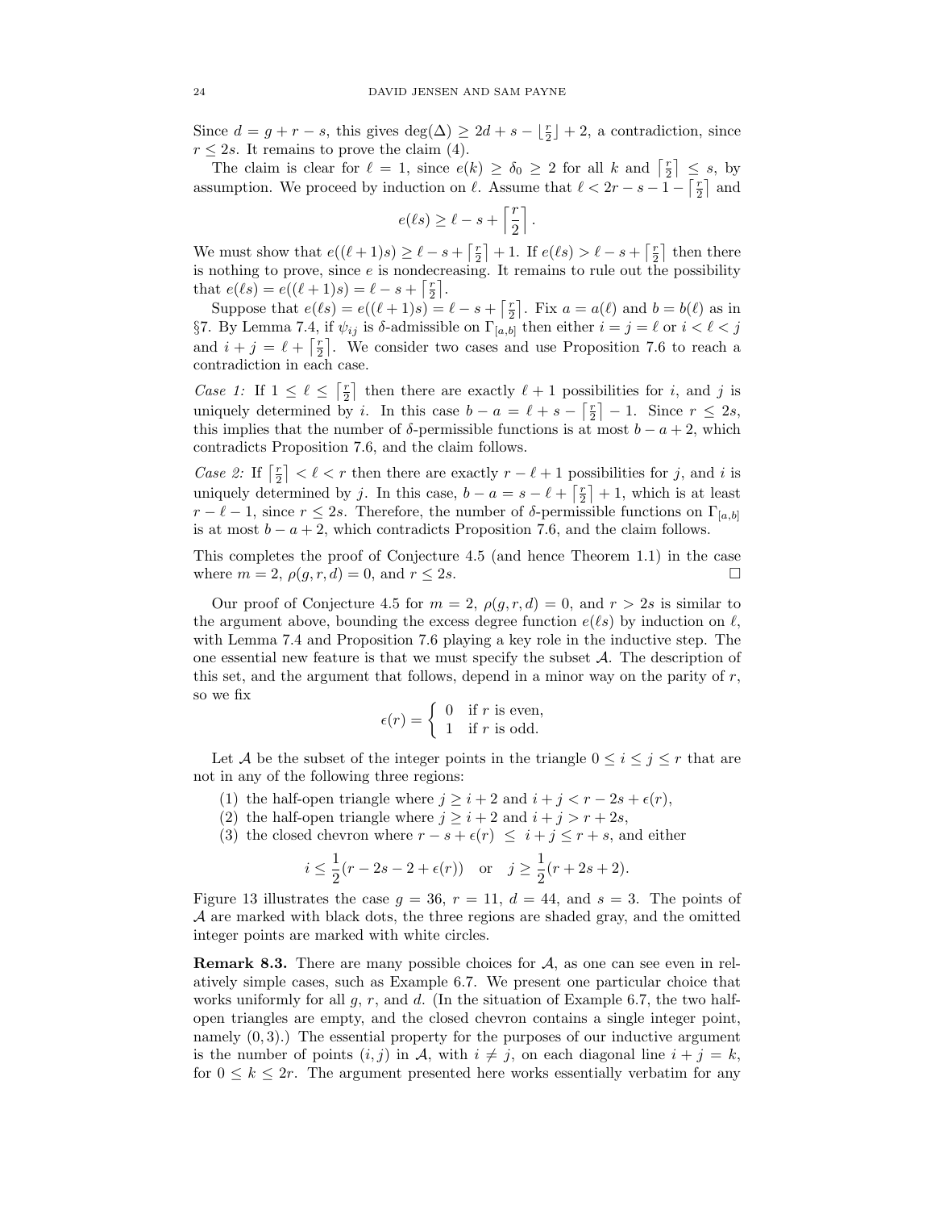Since $d = g + r - s$, this gives $\deg(\Delta) \geq 2d + s - \lfloor \frac{r}{2} \rfloor + 2$, a contradiction, since $r \leq 2s$. It remains to prove the claim (4).

The claim is clear for $\ell = 1$, since $e(k) \geq \delta_0 \geq 2$ for all $k$ and $\lceil \frac{r}{2} \rceil \leq s$, by assumption. We proceed by induction on $\ell$. Assume that $\ell < 2r - s - 1 - \lceil \frac{r}{2} \rceil$ and

$$e(\ell s) \geq \ell - s + \left\lceil \frac{r}{2} \right\rceil.$$

We must show that $e((\ell+1)s) \geq \ell - s + \lceil \frac{r}{2} \rceil + 1$. If $e(\ell s) > \ell - s + \lceil \frac{r}{2} \rceil$ then there is nothing to prove, since $e$ is nondecreasing. It remains to rule out the possibility that $e(\ell s) = e((\ell+1)s) = \ell - s + \lceil \frac{r}{2} \rceil$.

Suppose that $e(\ell s) = e((\ell+1)s) = \ell - s + \lceil \frac{r}{2} \rceil$. Fix $a = a(\ell)$ and $b = b(\ell)$ as in §7. By Lemma 7.4, if $\psi_{ij}$ is $\delta$-admissible on $\Gamma_{[a,b]}$ then either $i = j = \ell$ or $i < \ell < j$ and $i + j = \ell + \lceil \frac{r}{2} \rceil$. We consider two cases and use Proposition 7.6 to reach a contradiction in each case.

*Case 1:* If $1 \leq \ell \leq \lceil \frac{r}{2} \rceil$ then there are exactly $\ell + 1$ possibilities for $i$, and $j$ is uniquely determined by $i$. In this case $b - a = \ell + s - \lceil \frac{r}{2} \rceil - 1$. Since $r \leq 2s$, this implies that the number of $\delta$-permissible functions is at most $b - a + 2$, which contradicts Proposition 7.6, and the claim follows.

*Case 2:* If $\lceil \frac{r}{2} \rceil < \ell < r$ then there are exactly $r - \ell + 1$ possibilities for $j$, and $i$ is uniquely determined by $j$. In this case, $b - a = s - \ell + \lceil \frac{r}{2} \rceil + 1$, which is at least $r - \ell - 1$, since $r \leq 2s$. Therefore, the number of $\delta$-permissible functions on $\Gamma_{[a,b]}$ is at most $b - a + 2$, which contradicts Proposition 7.6, and the claim follows.

This completes the proof of Conjecture 4.5 (and hence Theorem 1.1) in the case where $m = 2$, $\rho(g, r, d) = 0$, and $r \leq 2s$. □

Our proof of Conjecture 4.5 for $m = 2$, $\rho(g, r, d) = 0$, and $r > 2s$ is similar to the argument above, bounding the excess degree function $e(\ell s)$ by induction on $\ell$, with Lemma 7.4 and Proposition 7.6 playing a key role in the inductive step. The one essential new feature is that we must specify the subset $\mathcal{A}$. The description of this set, and the argument that follows, depend in a minor way on the parity of $r$, so we fix

$$\epsilon(r) = \begin{cases} 0 & \text{if } r \text{ is even,} \\ 1 & \text{if } r \text{ is odd.} \end{cases}$$

Let $\mathcal{A}$ be the subset of the integer points in the triangle $0 \leq i \leq j \leq r$ that are not in any of the following three regions:

1. the half-open triangle where $j \geq i + 2$ and $i + j < r - 2s + \epsilon(r)$,
2. the half-open triangle where $j \geq i + 2$ and $i + j > r + 2s$,
3. the closed chevron where $r - s + \epsilon(r) \leq i + j \leq r + s$, and either

$$i \leq \frac{1}{2}(r - 2s - 2 + \epsilon(r)) \quad \text{or} \quad j \geq \frac{1}{2}(r + 2s + 2).$$

Figure 13 illustrates the case $g = 36$, $r = 11$, $d = 44$, and $s = 3$. The points of $\mathcal{A}$ are marked with black dots, the three regions are shaded gray, and the omitted integer points are marked with white circles.

**Remark 8.3.** There are many possible choices for $\mathcal{A}$, as one can see even in relatively simple cases, such as Example 6.7. We present one particular choice that works uniformly for all $g$, $r$, and $d$. (In the situation of Example 6.7, the two half-open triangles are empty, and the closed chevron contains a single integer point, namely $(0, 3)$.) The essential property for the purposes of our inductive argument is the number of points $(i, j)$ in $\mathcal{A}$, with $i \neq j$, on each diagonal line $i + j = k$, for $0 \leq k \leq 2r$. The argument presented here works essentially verbatim for any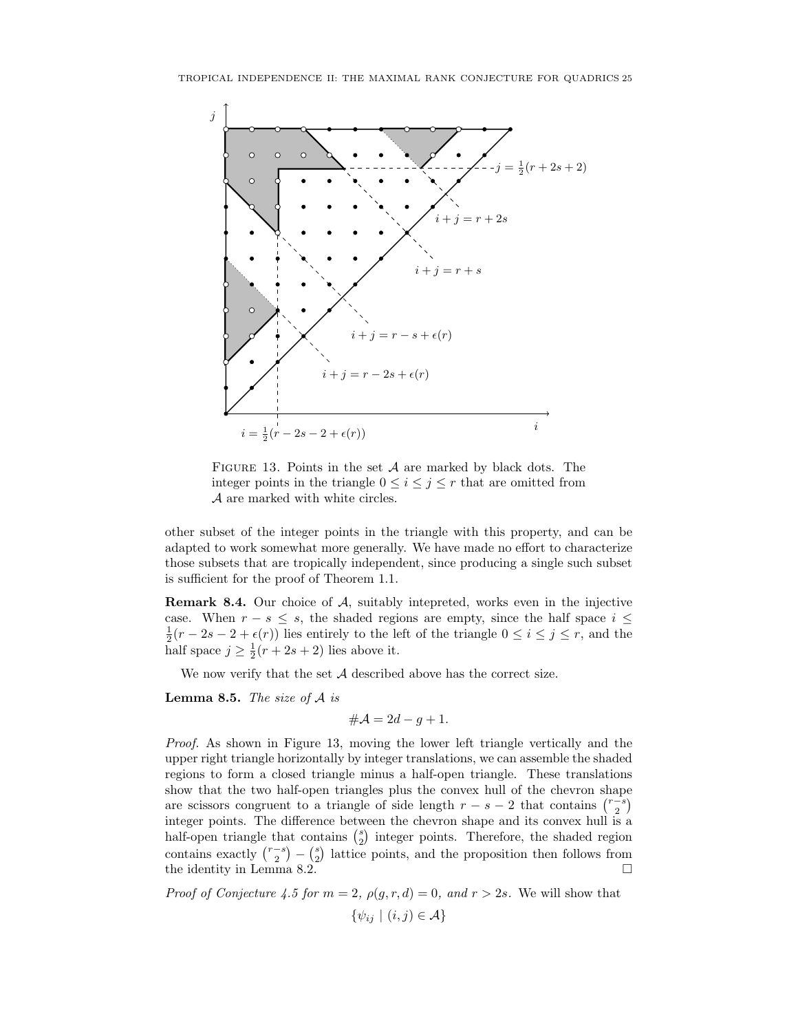FIGURE 13. Points in the set $\mathcal{A}$ are marked by black dots. The integer points in the triangle $0 \leq i \leq j \leq r$ that are omitted from $\mathcal{A}$ are marked with white circles.

other subset of the integer points in the triangle with this property, and can be adapted to work somewhat more generally. We have made no effort to characterize those subsets that are tropically independent, since producing a single such subset is sufficient for the proof of Theorem 1.1.

**Remark 8.4.** Our choice of $\mathcal{A}$, suitably intepreted, works even in the injective case. When $r - s \leq s$, the shaded regions are empty, since the half space $i \leq \frac{1}{2}(r - 2s - 2 + \epsilon(r))$ lies entirely to the left of the triangle $0 \leq i \leq j \leq r$, and the half space $j \geq \frac{1}{2}(r + 2s + 2)$ lies above it.

We now verify that the set $\mathcal{A}$ described above has the correct size.

**Lemma 8.5.** *The size of $\mathcal{A}$ is*

$$\#\mathcal{A} = 2d - g + 1.$$

*Proof.* As shown in Figure 13, moving the lower left triangle vertically and the upper right triangle horizontally by integer translations, we can assemble the shaded regions to form a closed triangle minus a half-open triangle. These translations show that the two half-open triangles plus the convex hull of the chevron shape are scissors congruent to a triangle of side length $r - s - 2$ that contains $\binom{r-s}{2}$ integer points. The difference between the chevron shape and its convex hull is a half-open triangle that contains $\binom{s}{2}$ integer points. Therefore, the shaded region contains exactly $\binom{r-s}{2} - \binom{s}{2}$ lattice points, and the proposition then follows from the identity in Lemma 8.2. $\square$

*Proof of Conjecture 4.5 for $m = 2$, $\rho(g, r, d) = 0$, and $r > 2s$.* We will show that

$$\{\psi_{ij} \mid (i, j) \in \mathcal{A}\}$$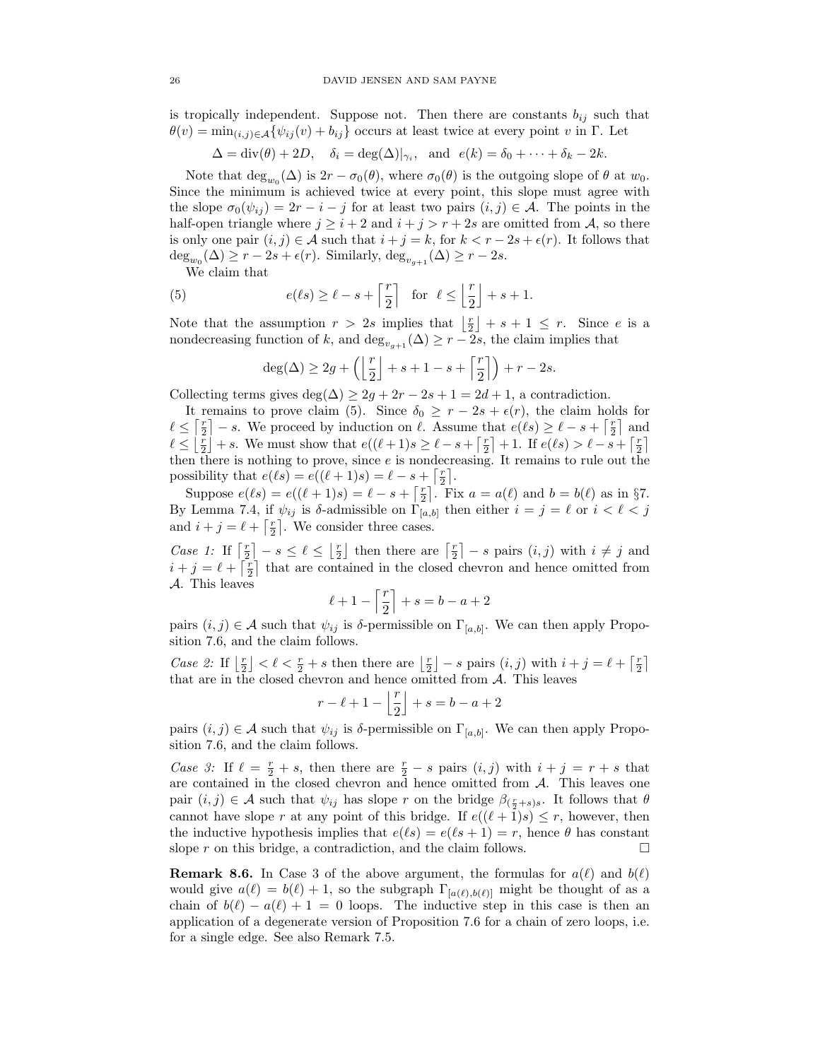is tropically independent. Suppose not. Then there are constants $b_{ij}$ such that $\theta(v) = \min_{(i,j)\in\mathcal{A}}\{\psi_{ij}(v) + b_{ij}\}$ occurs at least twice at every point $v$ in $\Gamma$. Let

$$\Delta = \mathrm{div}(\theta) + 2D, \quad \delta_i = \deg(\Delta)|_{\gamma_i}, \quad \text{and} \quad e(k) = \delta_0 + \cdots + \delta_k - 2k.$$

Note that $\deg_{w_0}(\Delta)$ is $2r - \sigma_0(\theta)$, where $\sigma_0(\theta)$ is the outgoing slope of $\theta$ at $w_0$. Since the minimum is achieved twice at every point, this slope must agree with the slope $\sigma_0(\psi_{ij}) = 2r - i - j$ for at least two pairs $(i,j) \in \mathcal{A}$. The points in the half-open triangle where $j \geq i+2$ and $i + j > r + 2s$ are omitted from $\mathcal{A}$, so there is only one pair $(i,j) \in \mathcal{A}$ such that $i + j = k$, for $k < r - 2s + \epsilon(r)$. It follows that $\deg_{w_0}(\Delta) \geq r - 2s + \epsilon(r)$. Similarly, $\deg_{v_{g+1}}(\Delta) \geq r - 2s$.

We claim that

$$e(\ell s) \geq \ell - s + \left\lceil \frac{r}{2} \right\rceil \quad \text{for} \quad \ell \leq \left\lfloor \frac{r}{2} \right\rfloor + s + 1. \tag{5}$$

Note that the assumption $r > 2s$ implies that $\left\lfloor \frac{r}{2} \right\rfloor + s + 1 \leq r$. Since $e$ is a nondecreasing function of $k$, and $\deg_{v_{g+1}}(\Delta) \geq r - 2s$, the claim implies that

$$\deg(\Delta) \geq 2g + \left( \left\lfloor \frac{r}{2} \right\rfloor + s + 1 - s + \left\lceil \frac{r}{2} \right\rceil \right) + r - 2s.$$

Collecting terms gives $\deg(\Delta) \geq 2g + 2r - 2s + 1 = 2d + 1$, a contradiction.

It remains to prove claim (5). Since $\delta_0 \geq r - 2s + \epsilon(r)$, the claim holds for $\ell \leq \left\lceil \frac{r}{2} \right\rceil - s$. We proceed by induction on $\ell$. Assume that $e(\ell s) \geq \ell - s + \left\lceil \frac{r}{2} \right\rceil$ and $\ell \leq \left\lfloor \frac{r}{2} \right\rfloor + s$. We must show that $e((\ell+1)s \geq \ell - s + \left\lceil \frac{r}{2} \right\rceil + 1$. If $e(\ell s) > \ell - s + \left\lceil \frac{r}{2} \right\rceil$ then there is nothing to prove, since $e$ is nondecreasing. It remains to rule out the possibility that $e(\ell s) = e((\ell+1)s) = \ell - s + \left\lceil \frac{r}{2} \right\rceil$.

Suppose $e(\ell s) = e((\ell+1)s) = \ell - s + \left\lceil \frac{r}{2} \right\rceil$. Fix $a = a(\ell)$ and $b = b(\ell)$ as in §7. By Lemma 7.4, if $\psi_{ij}$ is $\delta$-admissible on $\Gamma_{[a,b]}$ then either $i = j = \ell$ or $i < \ell < j$ and $i + j = \ell + \left\lceil \frac{r}{2} \right\rceil$. We consider three cases.

*Case 1:* If $\left\lceil \frac{r}{2} \right\rceil - s \leq \ell \leq \left\lfloor \frac{r}{2} \right\rfloor$ then there are $\left\lceil \frac{r}{2} \right\rceil - s$ pairs $(i,j)$ with $i \neq j$ and $i + j = \ell + \left\lceil \frac{r}{2} \right\rceil$ that are contained in the closed chevron and hence omitted from $\mathcal{A}$. This leaves

$$\ell + 1 - \left\lceil \frac{r}{2} \right\rceil + s = b - a + 2$$

pairs $(i,j) \in \mathcal{A}$ such that $\psi_{ij}$ is $\delta$-permissible on $\Gamma_{[a,b]}$. We can then apply Proposition 7.6, and the claim follows.

*Case 2:* If $\left\lfloor \frac{r}{2} \right\rfloor < \ell < \frac{r}{2} + s$ then there are $\left\lfloor \frac{r}{2} \right\rfloor - s$ pairs $(i,j)$ with $i + j = \ell + \left\lceil \frac{r}{2} \right\rceil$ that are in the closed chevron and hence omitted from $\mathcal{A}$. This leaves

$$r - \ell + 1 - \left\lfloor \frac{r}{2} \right\rfloor + s = b - a + 2$$

pairs $(i,j) \in \mathcal{A}$ such that $\psi_{ij}$ is $\delta$-permissible on $\Gamma_{[a,b]}$. We can then apply Proposition 7.6, and the claim follows.

*Case 3:* If $\ell = \frac{r}{2} + s$, then there are $\frac{r}{2} - s$ pairs $(i,j)$ with $i + j = r + s$ that are contained in the closed chevron and hence omitted from $\mathcal{A}$. This leaves one pair $(i,j) \in \mathcal{A}$ such that $\psi_{ij}$ has slope $r$ on the bridge $\beta_{(\frac{r}{2}+s)s}$. It follows that $\theta$ cannot have slope $r$ at any point of this bridge. If $e((\ell+1)s) \leq r$, however, then the inductive hypothesis implies that $e(\ell s) = e(\ell s + 1) = r$, hence $\theta$ has constant slope $r$ on this bridge, a contradiction, and the claim follows. $\square$

**Remark 8.6.** In Case 3 of the above argument, the formulas for $a(\ell)$ and $b(\ell)$ would give $a(\ell) = b(\ell) + 1$, so the subgraph $\Gamma_{[a(\ell),b(\ell)]}$ might be thought of as a chain of $b(\ell) - a(\ell) + 1 = 0$ loops. The inductive step in this case is then an application of a degenerate version of Proposition 7.6 for a chain of zero loops, i.e. for a single edge. See also Remark 7.5.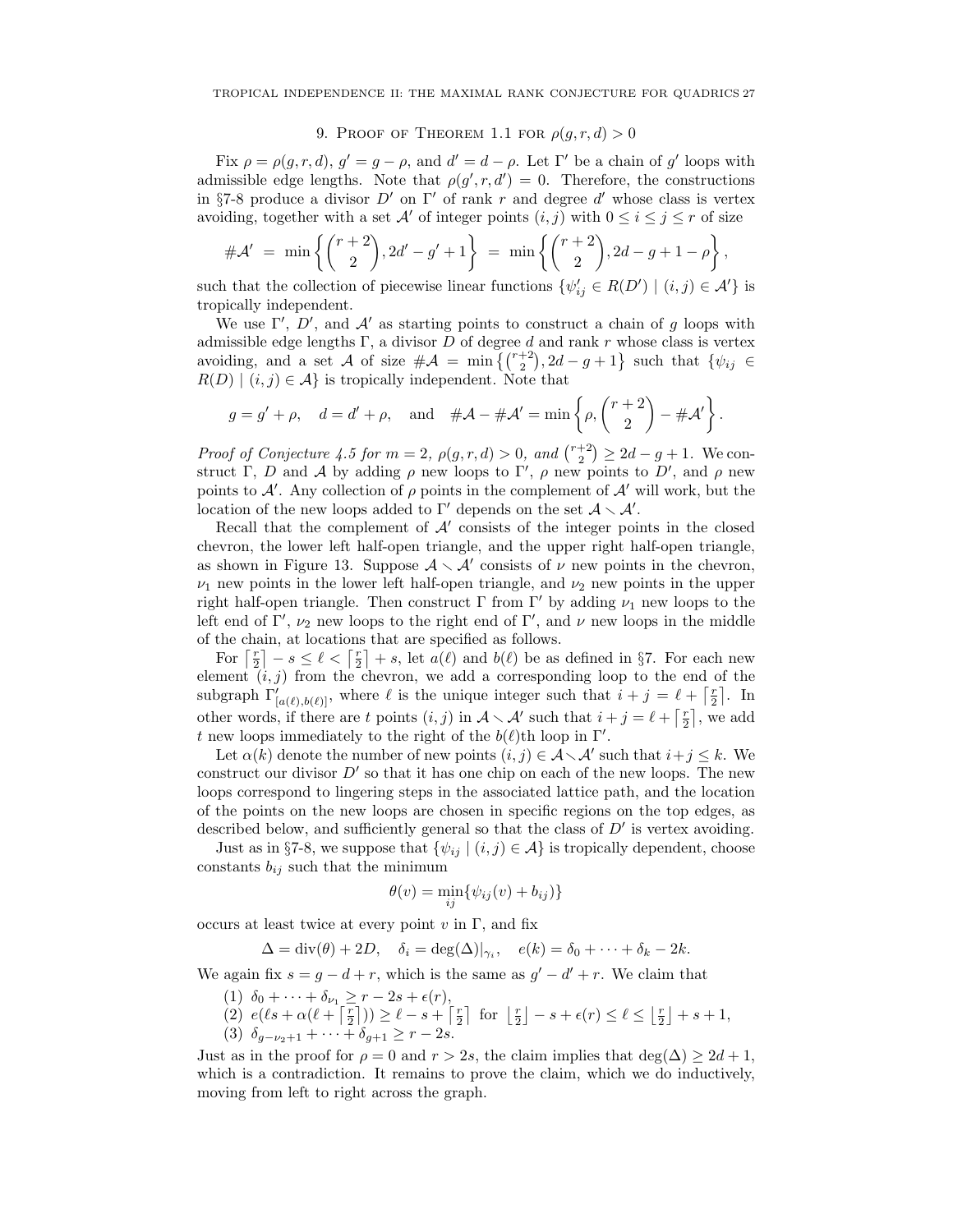## 9. Proof of Theorem 1.1 for $\rho(g, r, d) > 0$

Fix $\rho = \rho(g, r, d)$, $g' = g - \rho$, and $d' = d - \rho$. Let $\Gamma'$ be a chain of $g'$ loops with admissible edge lengths. Note that $\rho(g', r, d') = 0$. Therefore, the constructions in §7-8 produce a divisor $D'$ on $\Gamma'$ of rank $r$ and degree $d'$ whose class is vertex avoiding, together with a set $\mathcal{A}'$ of integer points $(i, j)$ with $0 \leq i \leq j \leq r$ of size

$$\#\mathcal{A}' \ = \ \min\left\{ \binom{r+2}{2}, 2d' - g' + 1 \right\} \ = \ \min\left\{ \binom{r+2}{2}, 2d - g + 1 - \rho \right\},$$

such that the collection of piecewise linear functions $\{\psi'_{ij} \in R(D') \mid (i,j) \in \mathcal{A}'\}$ is tropically independent.

We use $\Gamma'$, $D'$, and $\mathcal{A}'$ as starting points to construct a chain of $g$ loops with admissible edge lengths $\Gamma$, a divisor $D$ of degree $d$ and rank $r$ whose class is vertex avoiding, and a set $\mathcal{A}$ of size $\#\mathcal{A} = \min\left\{\binom{r+2}{2}, 2d - g + 1\right\}$ such that $\{\psi_{ij} \in R(D) \mid (i,j) \in \mathcal{A}\}$ is tropically independent. Note that

$$g = g' + \rho, \quad d = d' + \rho, \quad \text{and} \quad \#\mathcal{A} - \#\mathcal{A}' = \min\left\{ \rho, \binom{r+2}{2} - \#\mathcal{A}' \right\}.$$

*Proof of Conjecture 4.5 for $m = 2$, $\rho(g, r, d) > 0$, and $\binom{r+2}{2} \geq 2d - g + 1$.* We construct $\Gamma$, $D$ and $\mathcal{A}$ by adding $\rho$ new loops to $\Gamma'$, $\rho$ new points to $D'$, and $\rho$ new points to $\mathcal{A}'$. Any collection of $\rho$ points in the complement of $\mathcal{A}'$ will work, but the location of the new loops added to $\Gamma'$ depends on the set $\mathcal{A} \smallsetminus \mathcal{A}'$.

Recall that the complement of $\mathcal{A}'$ consists of the integer points in the closed chevron, the lower left half-open triangle, and the upper right half-open triangle, as shown in Figure 13. Suppose $\mathcal{A} \smallsetminus \mathcal{A}'$ consists of $\nu$ new points in the chevron, $\nu_1$ new points in the lower left half-open triangle, and $\nu_2$ new points in the upper right half-open triangle. Then construct $\Gamma$ from $\Gamma'$ by adding $\nu_1$ new loops to the left end of $\Gamma'$, $\nu_2$ new loops to the right end of $\Gamma'$, and $\nu$ new loops in the middle of the chain, at locations that are specified as follows.

For $\left\lceil \frac{r}{2} \right\rceil - s \leq \ell < \left\lceil \frac{r}{2} \right\rceil + s$, let $a(\ell)$ and $b(\ell)$ be as defined in §7. For each new element $(i, j)$ from the chevron, we add a corresponding loop to the end of the subgraph $\Gamma'_{[a(\ell), b(\ell)]}$, where $\ell$ is the unique integer such that $i + j = \ell + \left\lceil \frac{r}{2} \right\rceil$. In other words, if there are $t$ points $(i, j)$ in $\mathcal{A} \smallsetminus \mathcal{A}'$ such that $i + j = \ell + \left\lceil \frac{r}{2} \right\rceil$, we add $t$ new loops immediately to the right of the $b(\ell)$th loop in $\Gamma'$.

Let $\alpha(k)$ denote the number of new points $(i, j) \in \mathcal{A} \smallsetminus \mathcal{A}'$ such that $i + j \leq k$. We construct our divisor $D'$ so that it has one chip on each of the new loops. The new loops correspond to lingering steps in the associated lattice path, and the location of the points on the new loops are chosen in specific regions on the top edges, as described below, and sufficiently general so that the class of $D'$ is vertex avoiding.

Just as in §7-8, we suppose that $\{\psi_{ij} \mid (i, j) \in \mathcal{A}\}$ is tropically dependent, choose constants $b_{ij}$ such that the minimum

$$\theta(v) = \min_{ij}\{\psi_{ij}(v) + b_{ij})\}$$

occurs at least twice at every point $v$ in $\Gamma$, and fix

$$\Delta = \mathrm{div}(\theta) + 2D, \quad \delta_i = \deg(\Delta)|_{\gamma_i}, \quad e(k) = \delta_0 + \cdots + \delta_k - 2k.$$

We again fix $s = g - d + r$, which is the same as $g' - d' + r$. We claim that

1. $\delta_0 + \cdots + \delta_{\nu_1} \geq r - 2s + \epsilon(r)$,
2. $e(\ell s + \alpha(\ell + \left\lceil \frac{r}{2} \right\rceil)) \geq \ell - s + \left\lceil \frac{r}{2} \right\rceil$ for $\left\lfloor \frac{r}{2} \right\rfloor - s + \epsilon(r) \leq \ell \leq \left\lfloor \frac{r}{2} \right\rfloor + s + 1$,
3. $\delta_{g - \nu_2 + 1} + \cdots + \delta_{g+1} \geq r - 2s$.

Just as in the proof for $\rho = 0$ and $r > 2s$, the claim implies that $\deg(\Delta) \geq 2d + 1$, which is a contradiction. It remains to prove the claim, which we do inductively, moving from left to right across the graph.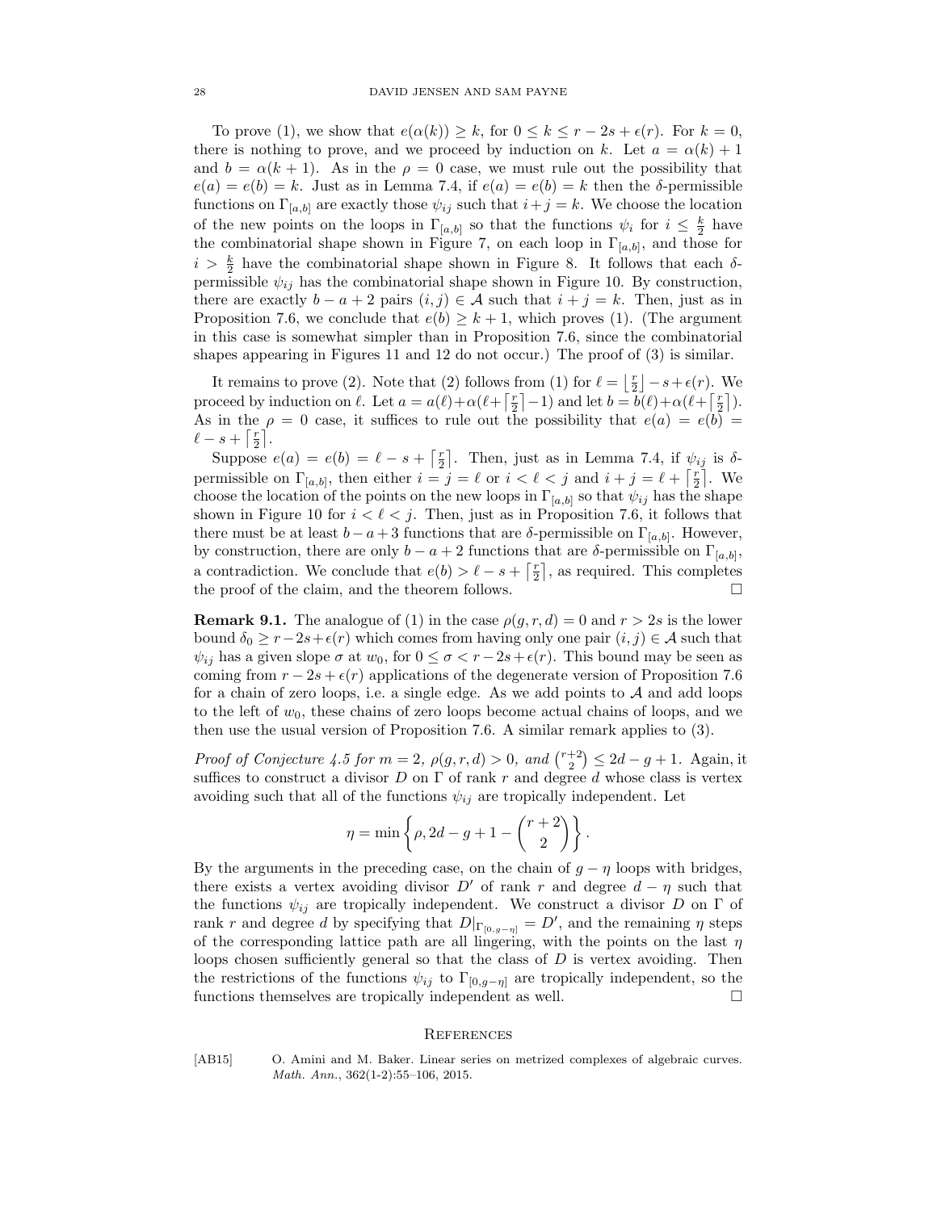To prove (1), we show that $e(\alpha(k)) \geq k$, for $0 \leq k \leq r - 2s + \epsilon(r)$. For $k = 0$, there is nothing to prove, and we proceed by induction on $k$. Let $a = \alpha(k) + 1$ and $b = \alpha(k+1)$. As in the $\rho = 0$ case, we must rule out the possibility that $e(a) = e(b) = k$. Just as in Lemma 7.4, if $e(a) = e(b) = k$ then the $\delta$-permissible functions on $\Gamma_{[a,b]}$ are exactly those $\psi_{ij}$ such that $i + j = k$. We choose the location of the new points on the loops in $\Gamma_{[a,b]}$ so that the functions $\psi_i$ for $i \leq \frac{k}{2}$ have the combinatorial shape shown in Figure 7, on each loop in $\Gamma_{[a,b]}$, and those for $i > \frac{k}{2}$ have the combinatorial shape shown in Figure 8. It follows that each $\delta$-permissible $\psi_{ij}$ has the combinatorial shape shown in Figure 10. By construction, there are exactly $b - a + 2$ pairs $(i, j) \in \mathcal{A}$ such that $i + j = k$. Then, just as in Proposition 7.6, we conclude that $e(b) \geq k + 1$, which proves (1). (The argument in this case is somewhat simpler than in Proposition 7.6, since the combinatorial shapes appearing in Figures 11 and 12 do not occur.) The proof of (3) is similar.

It remains to prove (2). Note that (2) follows from (1) for $\ell = \lfloor \frac{r}{2} \rfloor - s + \epsilon(r)$. We proceed by induction on $\ell$. Let $a = a(\ell) + \alpha(\ell + \lceil \frac{r}{2} \rceil - 1)$ and let $b = b(\ell) + \alpha(\ell + \lceil \frac{r}{2} \rceil)$. As in the $\rho = 0$ case, it suffices to rule out the possibility that $e(a) = e(b) = \ell - s + \lceil \frac{r}{2} \rceil$.

Suppose $e(a) = e(b) = \ell - s + \lceil \frac{r}{2} \rceil$. Then, just as in Lemma 7.4, if $\psi_{ij}$ is $\delta$-permissible on $\Gamma_{[a,b]}$, then either $i = j = \ell$ or $i < \ell < j$ and $i + j = \ell + \lceil \frac{r}{2} \rceil$. We choose the location of the points on the new loops in $\Gamma_{[a,b]}$ so that $\psi_{ij}$ has the shape shown in Figure 10 for $i < \ell < j$. Then, just as in Proposition 7.6, it follows that there must be at least $b - a + 3$ functions that are $\delta$-permissible on $\Gamma_{[a,b]}$. However, by construction, there are only $b - a + 2$ functions that are $\delta$-permissible on $\Gamma_{[a,b]}$, a contradiction. We conclude that $e(b) > \ell - s + \lceil \frac{r}{2} \rceil$, as required. This completes the proof of the claim, and the theorem follows. $\square$

**Remark 9.1.** The analogue of (1) in the case $\rho(g, r, d) = 0$ and $r > 2s$ is the lower bound $\delta_0 \geq r - 2s + \epsilon(r)$ which comes from having only one pair $(i, j) \in \mathcal{A}$ such that $\psi_{ij}$ has a given slope $\sigma$ at $w_0$, for $0 \leq \sigma < r - 2s + \epsilon(r)$. This bound may be seen as coming from $r - 2s + \epsilon(r)$ applications of the degenerate version of Proposition 7.6 for a chain of zero loops, i.e. a single edge. As we add points to $\mathcal{A}$ and add loops to the left of $w_0$, these chains of zero loops become actual chains of loops, and we then use the usual version of Proposition 7.6. A similar remark applies to (3).

*Proof of Conjecture 4.5 for $m = 2$, $\rho(g, r, d) > 0$, and $\binom{r+2}{2} \leq 2d - g + 1$.* Again, it suffices to construct a divisor $D$ on $\Gamma$ of rank $r$ and degree $d$ whose class is vertex avoiding such that all of the functions $\psi_{ij}$ are tropically independent. Let

$$\eta = \min \left\{ \rho, 2d - g + 1 - \binom{r+2}{2} \right\}.$$

By the arguments in the preceding case, on the chain of $g - \eta$ loops with bridges, there exists a vertex avoiding divisor $D'$ of rank $r$ and degree $d - \eta$ such that the functions $\psi_{ij}$ are tropically independent. We construct a divisor $D$ on $\Gamma$ of rank $r$ and degree $d$ by specifying that $D|_{\Gamma_{[0,g-\eta]}} = D'$, and the remaining $\eta$ steps of the corresponding lattice path are all lingering, with the points on the last $\eta$ loops chosen sufficiently general so that the class of $D$ is vertex avoiding. Then the restrictions of the functions $\psi_{ij}$ to $\Gamma_{[0,g-\eta]}$ are tropically independent, so the functions themselves are tropically independent as well. $\square$

## References

[AB15] O. Amini and M. Baker. Linear series on metrized complexes of algebraic curves. *Math. Ann.*, 362(1-2):55–106, 2015.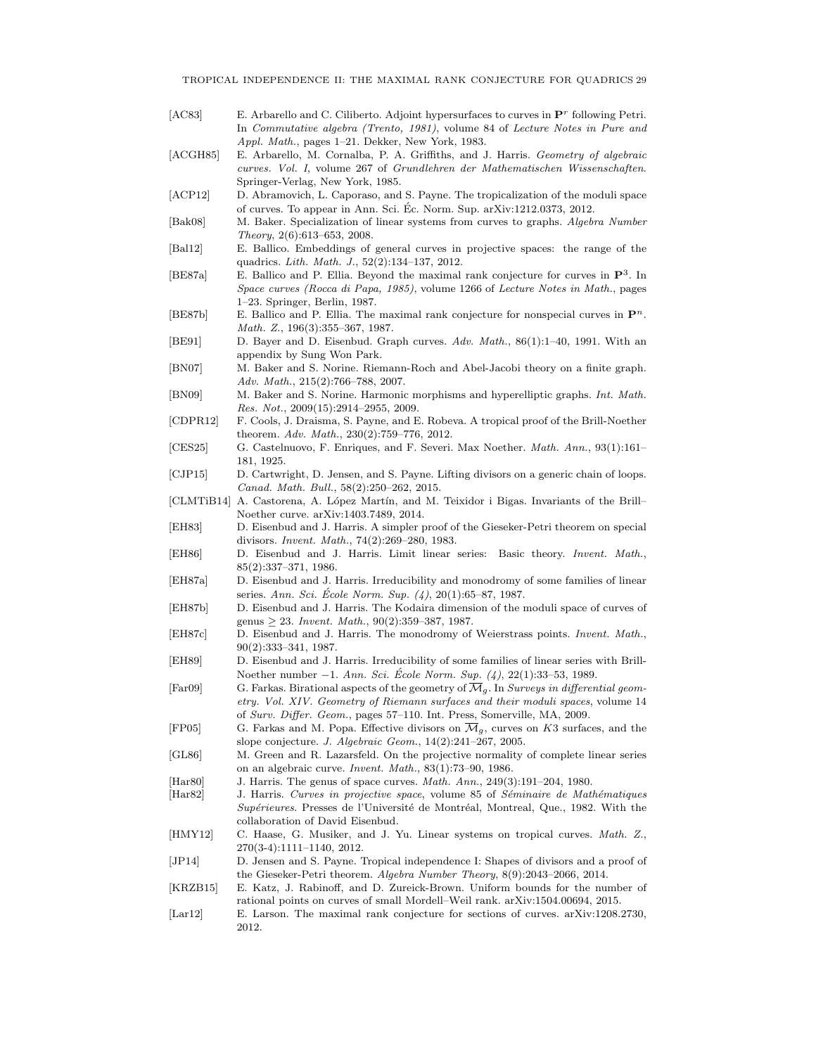[AC83] E. Arbarello and C. Ciliberto. Adjoint hypersurfaces to curves in $\mathbf{P}^r$ following Petri. In *Commutative algebra (Trento, 1981)*, volume 84 of *Lecture Notes in Pure and Appl. Math.*, pages 1–21. Dekker, New York, 1983.

[ACGH85] E. Arbarello, M. Cornalba, P. A. Griffiths, and J. Harris. *Geometry of algebraic curves. Vol. I*, volume 267 of *Grundlehren der Mathematischen Wissenschaften*. Springer-Verlag, New York, 1985.

[ACP12] D. Abramovich, L. Caporaso, and S. Payne. The tropicalization of the moduli space of curves. To appear in Ann. Sci. Éc. Norm. Sup. arXiv:1212.0373, 2012.

[Bak08] M. Baker. Specialization of linear systems from curves to graphs. *Algebra Number Theory*, 2(6):613–653, 2008.

[Bal12] E. Ballico. Embeddings of general curves in projective spaces: the range of the quadrics. *Lith. Math. J.*, 52(2):134–137, 2012.

[BE87a] E. Ballico and P. Ellia. Beyond the maximal rank conjecture for curves in $\mathbf{P}^3$. In *Space curves (Rocca di Papa, 1985)*, volume 1266 of *Lecture Notes in Math.*, pages 1–23. Springer, Berlin, 1987.

[BE87b] E. Ballico and P. Ellia. The maximal rank conjecture for nonspecial curves in $\mathbf{P}^n$. *Math. Z.*, 196(3):355–367, 1987.

[BE91] D. Bayer and D. Eisenbud. Graph curves. *Adv. Math.*, 86(1):1–40, 1991. With an appendix by Sung Won Park.

[BN07] M. Baker and S. Norine. Riemann-Roch and Abel-Jacobi theory on a finite graph. *Adv. Math.*, 215(2):766–788, 2007.

[BN09] M. Baker and S. Norine. Harmonic morphisms and hyperelliptic graphs. *Int. Math. Res. Not.*, 2009(15):2914–2955, 2009.

[CDPR12] F. Cools, J. Draisma, S. Payne, and E. Robeva. A tropical proof of the Brill-Noether theorem. *Adv. Math.*, 230(2):759–776, 2012.

[CES25] G. Castelnuovo, F. Enriques, and F. Severi. Max Noether. *Math. Ann.*, 93(1):161–181, 1925.

[CJP15] D. Cartwright, D. Jensen, and S. Payne. Lifting divisors on a generic chain of loops. *Canad. Math. Bull.*, 58(2):250–262, 2015.

[CLMTiB14] A. Castorena, A. López Martín, and M. Teixidor i Bigas. Invariants of the Brill–Noether curve. arXiv:1403.7489, 2014.

[EH83] D. Eisenbud and J. Harris. A simpler proof of the Gieseker-Petri theorem on special divisors. *Invent. Math.*, 74(2):269–280, 1983.

[EH86] D. Eisenbud and J. Harris. Limit linear series: Basic theory. *Invent. Math.*, 85(2):337–371, 1986.

[EH87a] D. Eisenbud and J. Harris. Irreducibility and monodromy of some families of linear series. *Ann. Sci. École Norm. Sup. (4)*, 20(1):65–87, 1987.

[EH87b] D. Eisenbud and J. Harris. The Kodaira dimension of the moduli space of curves of genus $\geq 23$. *Invent. Math.*, 90(2):359–387, 1987.

[EH87c] D. Eisenbud and J. Harris. The monodromy of Weierstrass points. *Invent. Math.*, 90(2):333–341, 1987.

[EH89] D. Eisenbud and J. Harris. Irreducibility of some families of linear series with Brill-Noether number $-1$. *Ann. Sci. École Norm. Sup. (4)*, 22(1):33–53, 1989.

[Far09] G. Farkas. Birational aspects of the geometry of $\overline{\mathcal{M}}_g$. In *Surveys in differential geometry. Vol. XIV. Geometry of Riemann surfaces and their moduli spaces*, volume 14 of *Surv. Differ. Geom.*, pages 57–110. Int. Press, Somerville, MA, 2009.

[FP05] G. Farkas and M. Popa. Effective divisors on $\overline{\mathcal{M}}_g$, curves on $K3$ surfaces, and the slope conjecture. *J. Algebraic Geom.*, 14(2):241–267, 2005.

[GL86] M. Green and R. Lazarsfeld. On the projective normality of complete linear series on an algebraic curve. *Invent. Math.*, 83(1):73–90, 1986.

[Har80] J. Harris. The genus of space curves. *Math. Ann.*, 249(3):191–204, 1980.

[Har82] J. Harris. *Curves in projective space*, volume 85 of *Séminaire de Mathématiques Supérieures*. Presses de l'Université de Montréal, Montreal, Que., 1982. With the collaboration of David Eisenbud.

[HMY12] C. Haase, G. Musiker, and J. Yu. Linear systems on tropical curves. *Math. Z.*, 270(3-4):1111–1140, 2012.

[JP14] D. Jensen and S. Payne. Tropical independence I: Shapes of divisors and a proof of the Gieseker-Petri theorem. *Algebra Number Theory*, 8(9):2043–2066, 2014.

[KRZB15] E. Katz, J. Rabinoff, and D. Zureick-Brown. Uniform bounds for the number of rational points on curves of small Mordell–Weil rank. arXiv:1504.00694, 2015.

[Lar12] E. Larson. The maximal rank conjecture for sections of curves. arXiv:1208.2730, 2012.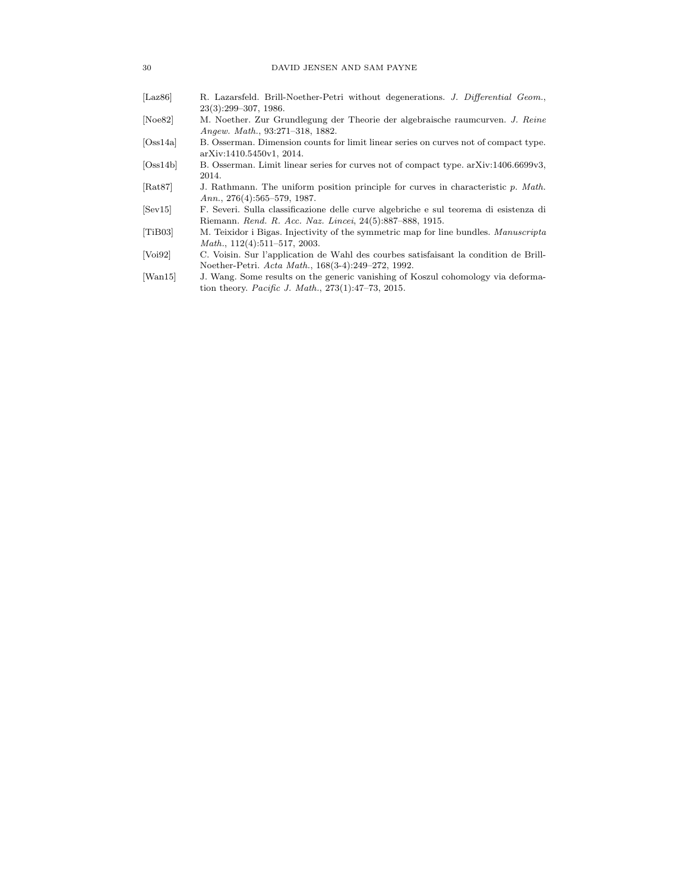[Laz86] R. Lazarsfeld. Brill-Noether-Petri without degenerations. *J. Differential Geom.*, 23(3):299–307, 1986.

[Noe82] M. Noether. Zur Grundlegung der Theorie der algebraische raumcurven. *J. Reine Angew. Math.*, 93:271–318, 1882.

[Oss14a] B. Osserman. Dimension counts for limit linear series on curves not of compact type. arXiv:1410.5450v1, 2014.

[Oss14b] B. Osserman. Limit linear series for curves not of compact type. arXiv:1406.6699v3, 2014.

[Rat87] J. Rathmann. The uniform position principle for curves in characteristic *p*. *Math. Ann.*, 276(4):565–579, 1987.

[Sev15] F. Severi. Sulla classificazione delle curve algebriche e sul teorema di esistenza di Riemann. *Rend. R. Acc. Naz. Lincei*, 24(5):887–888, 1915.

[TiB03] M. Teixidor i Bigas. Injectivity of the symmetric map for line bundles. *Manuscripta Math.*, 112(4):511–517, 2003.

[Voi92] C. Voisin. Sur l'application de Wahl des courbes satisfaisant la condition de Brill-Noether-Petri. *Acta Math.*, 168(3-4):249–272, 1992.

[Wan15] J. Wang. Some results on the generic vanishing of Koszul cohomology via deformation theory. *Pacific J. Math.*, 273(1):47–73, 2015.